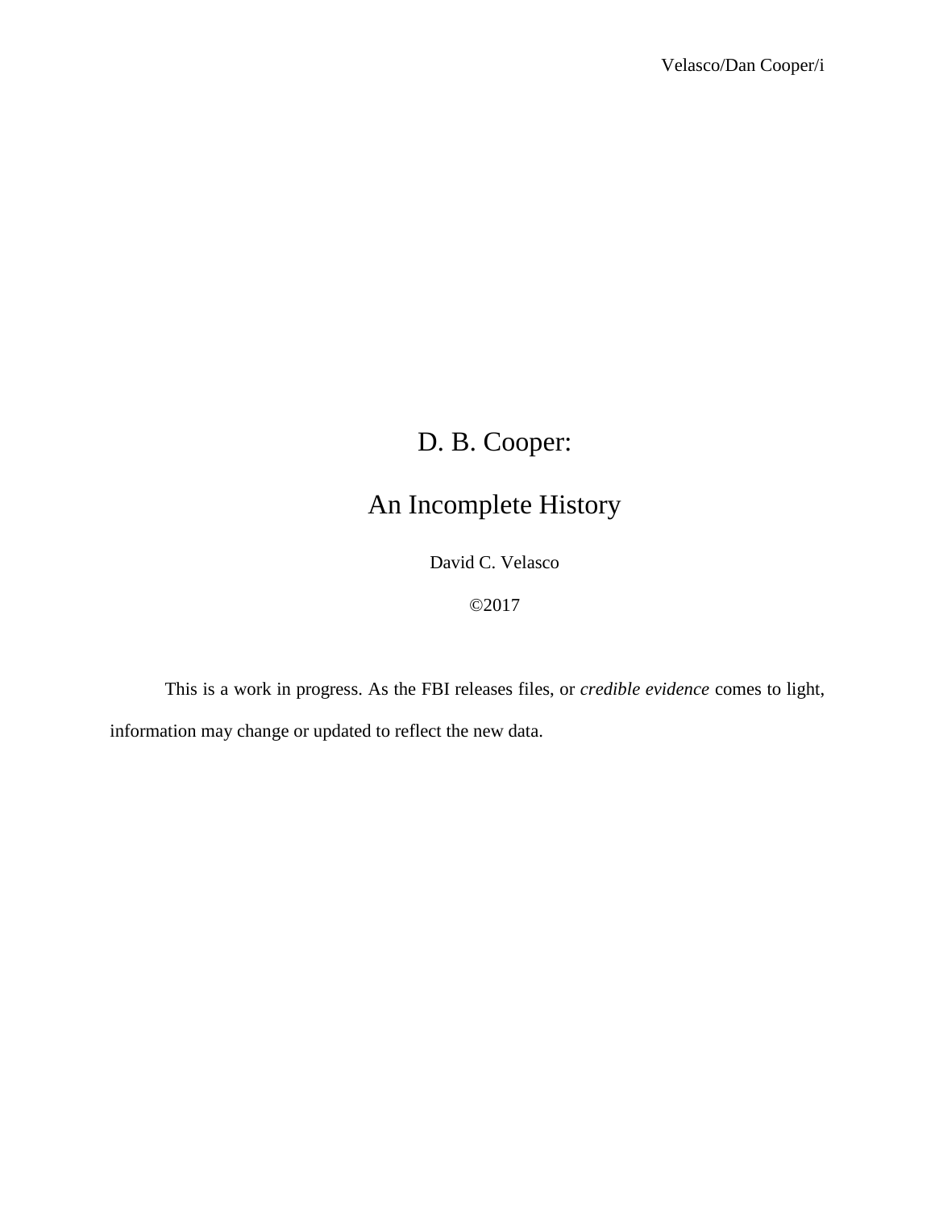# D. B. Cooper:

# An Incomplete History

David C. Velasco

©2017

This is a work in progress. As the FBI releases files, or *credible evidence* comes to light, information may change or updated to reflect the new data.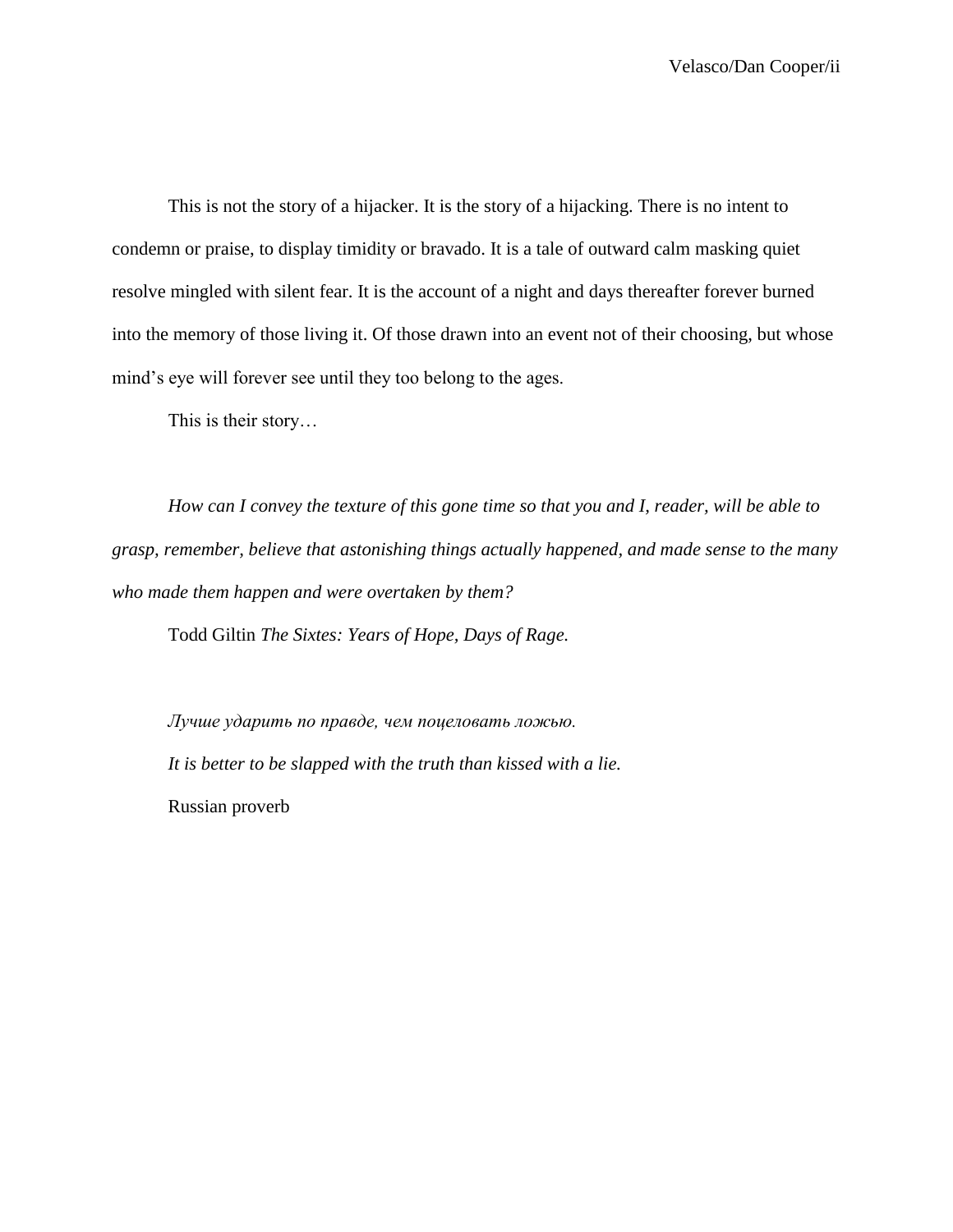This is not the story of a hijacker. It is the story of a hijacking. There is no intent to condemn or praise, to display timidity or bravado. It is a tale of outward calm masking quiet resolve mingled with silent fear. It is the account of a night and days thereafter forever burned into the memory of those living it. Of those drawn into an event not of their choosing, but whose mind's eye will forever see until they too belong to the ages.

This is their story…

*How can I convey the texture of this gone time so that you and I, reader, will be able to grasp, remember, believe that astonishing things actually happened, and made sense to the many who made them happen and were overtaken by them?*

Todd Giltin *The Sixtes: Years of Hope, Days of Rage.*

*Лучше ударить по правде, чем поцеловать ложью.*

*It is better to be slapped with the truth than kissed with a lie.*

Russian proverb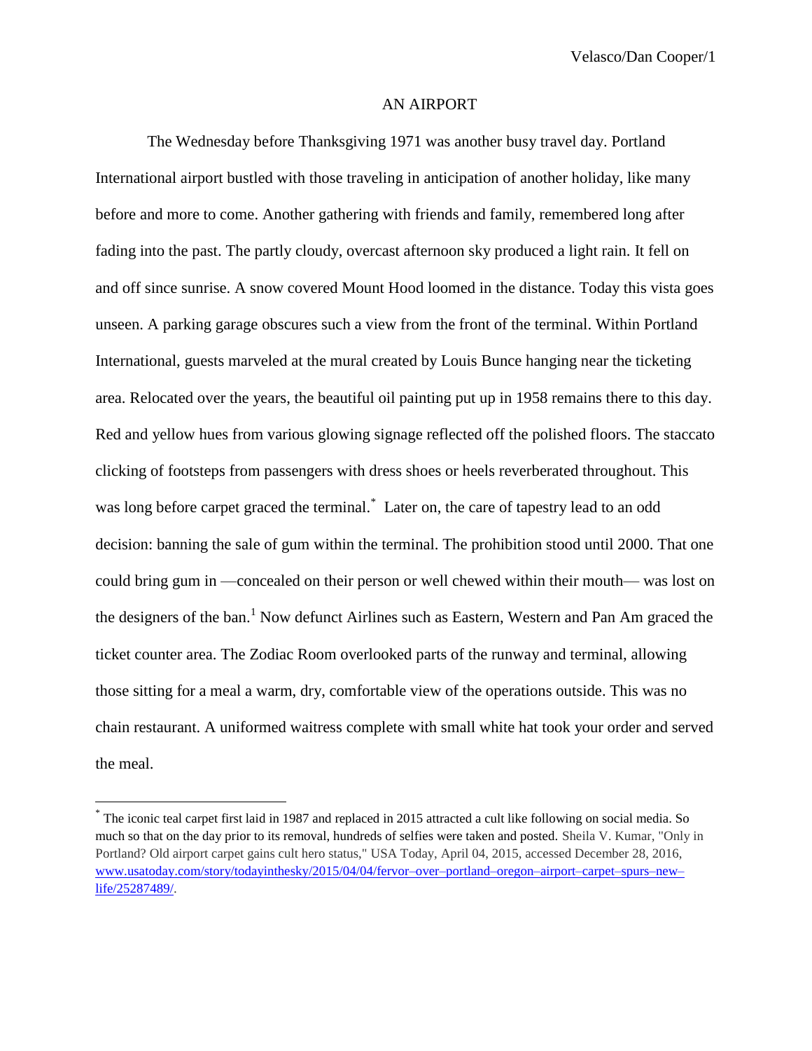# AN AIRPORT

The Wednesday before Thanksgiving 1971 was another busy travel day. Portland International airport bustled with those traveling in anticipation of another holiday, like many before and more to come. Another gathering with friends and family, remembered long after fading into the past. The partly cloudy, overcast afternoon sky produced a light rain. It fell on and off since sunrise. A snow covered Mount Hood loomed in the distance. Today this vista goes unseen. A parking garage obscures such a view from the front of the terminal. Within Portland International, guests marveled at the mural created by Louis Bunce hanging near the ticketing area. Relocated over the years, the beautiful oil painting put up in 1958 remains there to this day. Red and yellow hues from various glowing signage reflected off the polished floors. The staccato clicking of footsteps from passengers with dress shoes or heels reverberated throughout. This was long before carpet graced the terminal.[*] Later on, the care of tapestry lead to an odd decision: banning the sale of gum within the terminal. The prohibition stood until 2000. That one could bring gum in —concealed on their person or well chewed within their mouth— was lost on the designers of the ban.[1] Now defunct Airlines such as Eastern, Western and Pan Am graced the ticket counter area. The Zodiac Room overlooked parts of the runway and terminal, allowing those sitting for a meal a warm, dry, comfortable view of the operations outside. This was no chain restaurant. A uniformed waitress complete with small white hat took your order and served the meal.

---

[*] The iconic teal carpet first laid in 1987 and replaced in 2015 attracted a cult like following on social media. So much so that on the day prior to its removal, hundreds of selfies were taken and posted. Sheila V. Kumar, "Only in Portland? Old airport carpet gains cult hero status," USA Today, April 04, 2015, accessed December 28, 2016, www.usatoday.com/story/todayinthesky/2015/04/04/fervor–over–portland–oregon–airport–carpet–spurs–new–life/25287489/.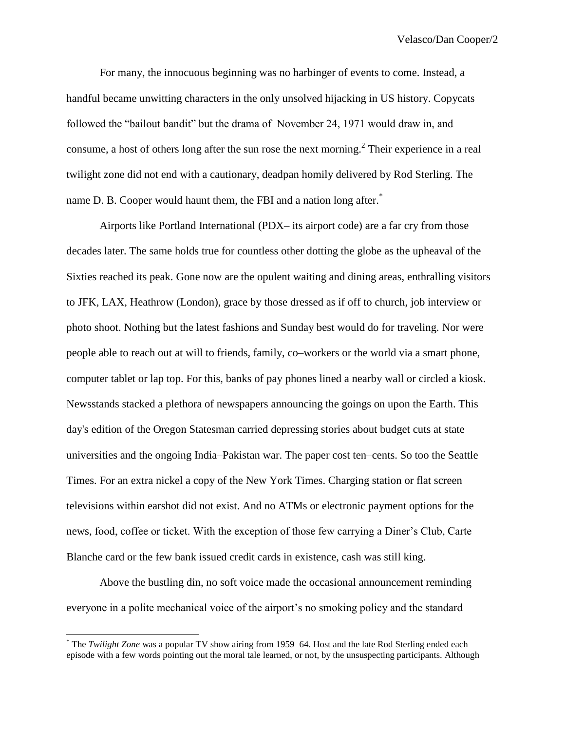For many, the innocuous beginning was no harbinger of events to come. Instead, a handful became unwitting characters in the only unsolved hijacking in US history. Copycats followed the "bailout bandit" but the drama of November 24, 1971 would draw in, and consume, a host of others long after the sun rose the next morning.[2] Their experience in a real twilight zone did not end with a cautionary, deadpan homily delivered by Rod Sterling. The name D. B. Cooper would haunt them, the FBI and a nation long after.[*]

Airports like Portland International (PDX– its airport code) are a far cry from those decades later. The same holds true for countless other dotting the globe as the upheaval of the Sixties reached its peak. Gone now are the opulent waiting and dining areas, enthralling visitors to JFK, LAX, Heathrow (London), grace by those dressed as if off to church, job interview or photo shoot. Nothing but the latest fashions and Sunday best would do for traveling. Nor were people able to reach out at will to friends, family, co–workers or the world via a smart phone, computer tablet or lap top. For this, banks of pay phones lined a nearby wall or circled a kiosk. Newsstands stacked a plethora of newspapers announcing the goings on upon the Earth. This day's edition of the Oregon Statesman carried depressing stories about budget cuts at state universities and the ongoing India–Pakistan war. The paper cost ten–cents. So too the Seattle Times. For an extra nickel a copy of the New York Times. Charging station or flat screen televisions within earshot did not exist. And no ATMs or electronic payment options for the news, food, coffee or ticket. With the exception of those few carrying a Diner's Club, Carte Blanche card or the few bank issued credit cards in existence, cash was still king.

Above the bustling din, no soft voice made the occasional announcement reminding everyone in a polite mechanical voice of the airport's no smoking policy and the standard

---

[*] The *Twilight Zone* was a popular TV show airing from 1959–64. Host and the late Rod Sterling ended each episode with a few words pointing out the moral tale learned, or not, by the unsuspecting participants. Although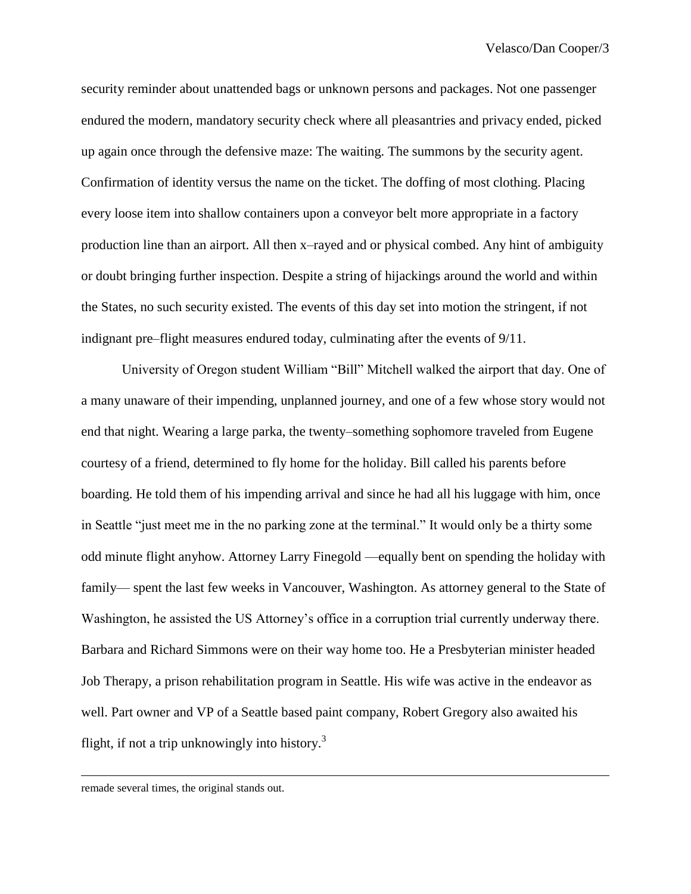security reminder about unattended bags or unknown persons and packages. Not one passenger endured the modern, mandatory security check where all pleasantries and privacy ended, picked up again once through the defensive maze: The waiting. The summons by the security agent. Confirmation of identity versus the name on the ticket. The doffing of most clothing. Placing every loose item into shallow containers upon a conveyor belt more appropriate in a factory production line than an airport. All then x–rayed and or physical combed. Any hint of ambiguity or doubt bringing further inspection. Despite a string of hijackings around the world and within the States, no such security existed. The events of this day set into motion the stringent, if not indignant pre–flight measures endured today, culminating after the events of 9/11.

University of Oregon student William "Bill" Mitchell walked the airport that day. One of a many unaware of their impending, unplanned journey, and one of a few whose story would not end that night. Wearing a large parka, the twenty–something sophomore traveled from Eugene courtesy of a friend, determined to fly home for the holiday. Bill called his parents before boarding. He told them of his impending arrival and since he had all his luggage with him, once in Seattle "just meet me in the no parking zone at the terminal." It would only be a thirty some odd minute flight anyhow. Attorney Larry Finegold —equally bent on spending the holiday with family— spent the last few weeks in Vancouver, Washington. As attorney general to the State of Washington, he assisted the US Attorney's office in a corruption trial currently underway there. Barbara and Richard Simmons were on their way home too. He a Presbyterian minister headed Job Therapy, a prison rehabilitation program in Seattle. His wife was active in the endeavor as well. Part owner and VP of a Seattle based paint company, Robert Gregory also awaited his flight, if not a trip unknowingly into history.[3]

---

remade several times, the original stands out.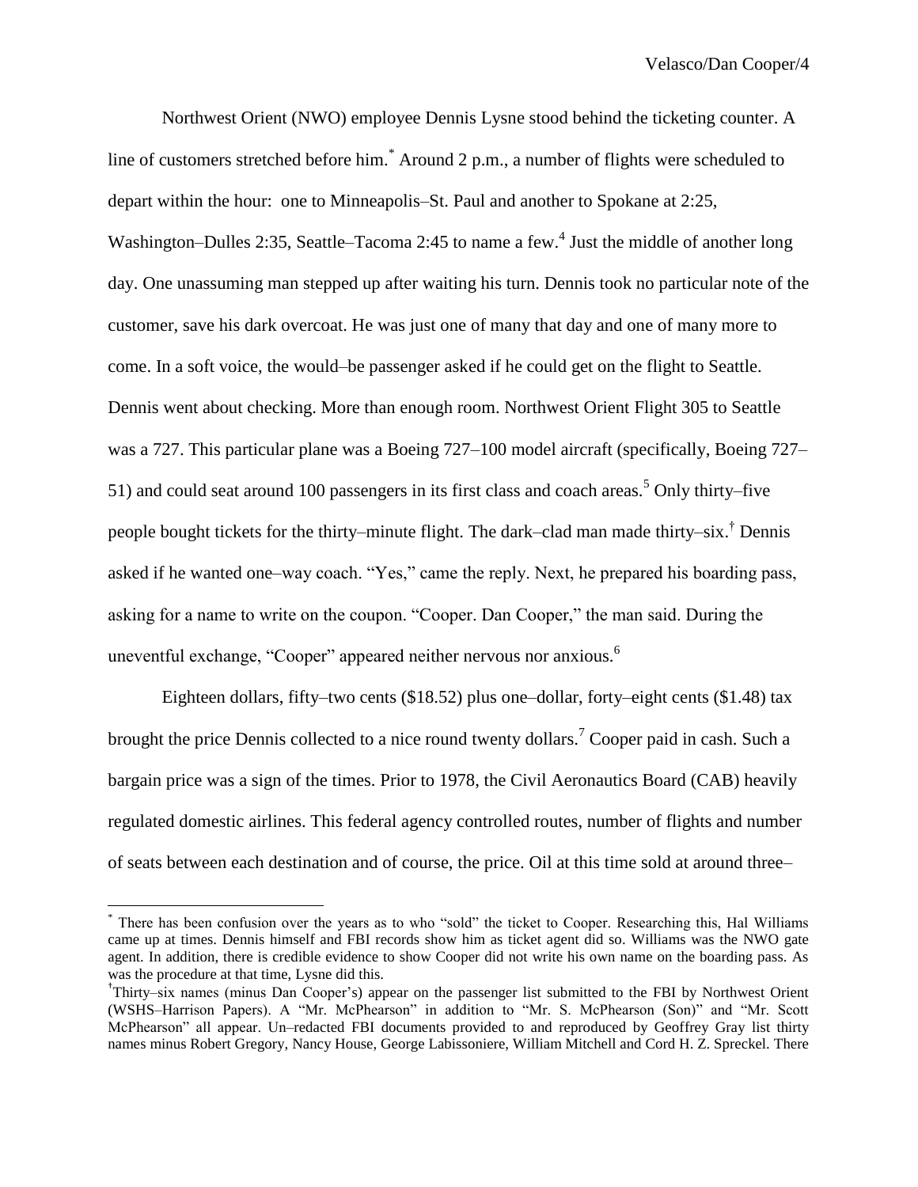Northwest Orient (NWO) employee Dennis Lysne stood behind the ticketing counter. A line of customers stretched before him.[*] Around 2 p.m., a number of flights were scheduled to depart within the hour: one to Minneapolis–St. Paul and another to Spokane at 2:25, Washington–Dulles 2:35, Seattle–Tacoma 2:45 to name a few.[4] Just the middle of another long day. One unassuming man stepped up after waiting his turn. Dennis took no particular note of the customer, save his dark overcoat. He was just one of many that day and one of many more to come. In a soft voice, the would–be passenger asked if he could get on the flight to Seattle. Dennis went about checking. More than enough room. Northwest Orient Flight 305 to Seattle was a 727. This particular plane was a Boeing 727–100 model aircraft (specifically, Boeing 727–51) and could seat around 100 passengers in its first class and coach areas.[5] Only thirty–five people bought tickets for the thirty–minute flight. The dark–clad man made thirty–six.[†] Dennis asked if he wanted one–way coach. "Yes," came the reply. Next, he prepared his boarding pass, asking for a name to write on the coupon. "Cooper. Dan Cooper," the man said. During the uneventful exchange, "Cooper" appeared neither nervous nor anxious.[6]

Eighteen dollars, fifty–two cents ($18.52) plus one–dollar, forty–eight cents ($1.48) tax brought the price Dennis collected to a nice round twenty dollars.[7] Cooper paid in cash. Such a bargain price was a sign of the times. Prior to 1978, the Civil Aeronautics Board (CAB) heavily regulated domestic airlines. This federal agency controlled routes, number of flights and number of seats between each destination and of course, the price. Oil at this time sold at around three–

---

[*] There has been confusion over the years as to who "sold" the ticket to Cooper. Researching this, Hal Williams came up at times. Dennis himself and FBI records show him as ticket agent did so. Williams was the NWO gate agent. In addition, there is credible evidence to show Cooper did not write his own name on the boarding pass. As was the procedure at that time, Lysne did this.

[†] Thirty–six names (minus Dan Cooper's) appear on the passenger list submitted to the FBI by Northwest Orient (WSHS–Harrison Papers). A "Mr. McPhearson" in addition to "Mr. S. McPhearson (Son)" and "Mr. Scott McPhearson" all appear. Un–redacted FBI documents provided to and reproduced by Geoffrey Gray list thirty names minus Robert Gregory, Nancy House, George Labissoniere, William Mitchell and Cord H. Z. Spreckel. There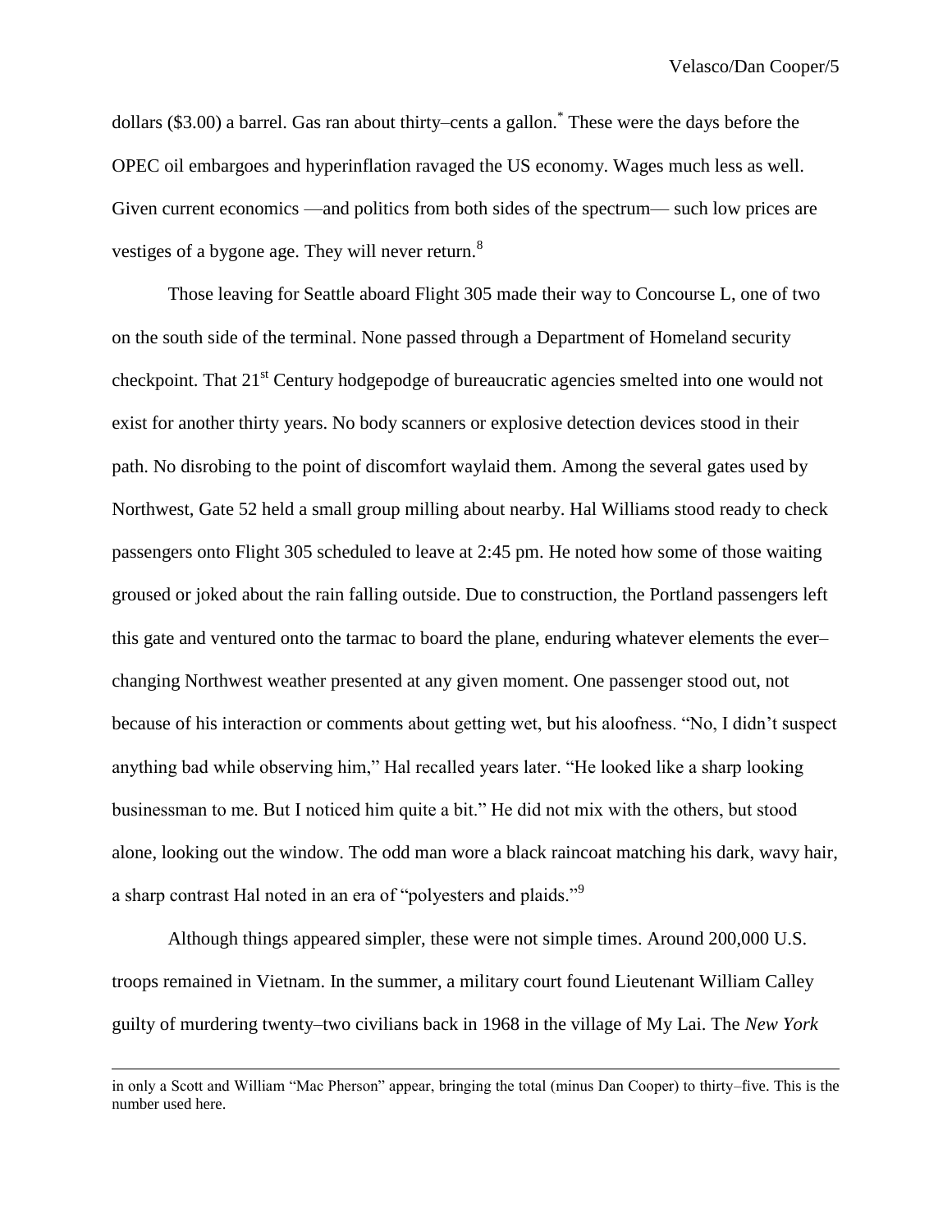dollars ($3.00) a barrel. Gas ran about thirty–cents a gallon.* These were the days before the OPEC oil embargoes and hyperinflation ravaged the US economy. Wages much less as well. Given current economics —and politics from both sides of the spectrum— such low prices are vestiges of a bygone age. They will never return.[8]

Those leaving for Seattle aboard Flight 305 made their way to Concourse L, one of two on the south side of the terminal. None passed through a Department of Homeland security checkpoint. That 21st Century hodgepodge of bureaucratic agencies smelted into one would not exist for another thirty years. No body scanners or explosive detection devices stood in their path. No disrobing to the point of discomfort waylaid them. Among the several gates used by Northwest, Gate 52 held a small group milling about nearby. Hal Williams stood ready to check passengers onto Flight 305 scheduled to leave at 2:45 pm. He noted how some of those waiting groused or joked about the rain falling outside. Due to construction, the Portland passengers left this gate and ventured onto the tarmac to board the plane, enduring whatever elements the ever–changing Northwest weather presented at any given moment. One passenger stood out, not because of his interaction or comments about getting wet, but his aloofness. "No, I didn't suspect anything bad while observing him," Hal recalled years later. "He looked like a sharp looking businessman to me. But I noticed him quite a bit." He did not mix with the others, but stood alone, looking out the window. The odd man wore a black raincoat matching his dark, wavy hair, a sharp contrast Hal noted in an era of "polyesters and plaids."[9]

Although things appeared simpler, these were not simple times. Around 200,000 U.S. troops remained in Vietnam. In the summer, a military court found Lieutenant William Calley guilty of murdering twenty–two civilians back in 1968 in the village of My Lai. The *New York*

---

in only a Scott and William "Mac Pherson" appear, bringing the total (minus Dan Cooper) to thirty–five. This is the number used here.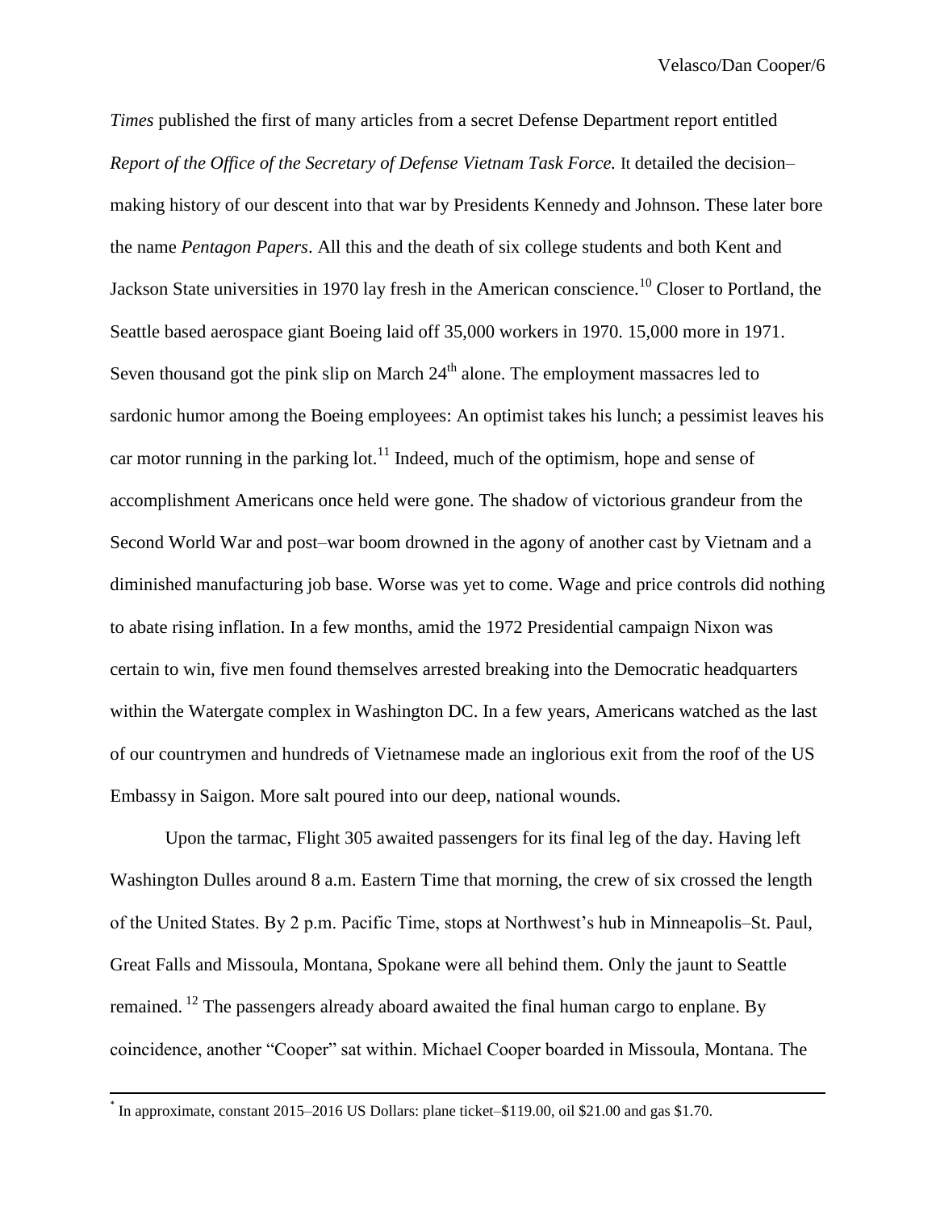*Times* published the first of many articles from a secret Defense Department report entitled *Report of the Office of the Secretary of Defense Vietnam Task Force.* It detailed the decision–making history of our descent into that war by Presidents Kennedy and Johnson. These later bore the name *Pentagon Papers*. All this and the death of six college students and both Kent and Jackson State universities in 1970 lay fresh in the American conscience.[10] Closer to Portland, the Seattle based aerospace giant Boeing laid off 35,000 workers in 1970. 15,000 more in 1971. Seven thousand got the pink slip on March 24th alone. The employment massacres led to sardonic humor among the Boeing employees: An optimist takes his lunch; a pessimist leaves his car motor running in the parking lot.[11] Indeed, much of the optimism, hope and sense of accomplishment Americans once held were gone. The shadow of victorious grandeur from the Second World War and post–war boom drowned in the agony of another cast by Vietnam and a diminished manufacturing job base. Worse was yet to come. Wage and price controls did nothing to abate rising inflation. In a few months, amid the 1972 Presidential campaign Nixon was certain to win, five men found themselves arrested breaking into the Democratic headquarters within the Watergate complex in Washington DC. In a few years, Americans watched as the last of our countrymen and hundreds of Vietnamese made an inglorious exit from the roof of the US Embassy in Saigon. More salt poured into our deep, national wounds.

Upon the tarmac, Flight 305 awaited passengers for its final leg of the day. Having left Washington Dulles around 8 a.m. Eastern Time that morning, the crew of six crossed the length of the United States. By 2 p.m. Pacific Time, stops at Northwest's hub in Minneapolis–St. Paul, Great Falls and Missoula, Montana, Spokane were all behind them. Only the jaunt to Seattle remained. [12] The passengers already aboard awaited the final human cargo to enplane. By coincidence, another "Cooper" sat within. Michael Cooper boarded in Missoula, Montana. The

[*] In approximate, constant 2015–2016 US Dollars: plane ticket–$119.00, oil $21.00 and gas $1.70.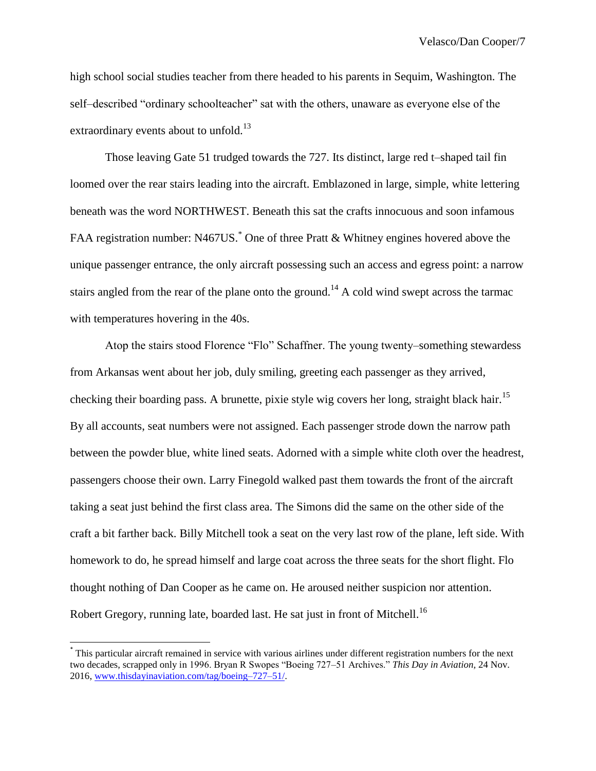high school social studies teacher from there headed to his parents in Sequim, Washington. The self–described "ordinary schoolteacher" sat with the others, unaware as everyone else of the extraordinary events about to unfold.[13]

Those leaving Gate 51 trudged towards the 727. Its distinct, large red t–shaped tail fin loomed over the rear stairs leading into the aircraft. Emblazoned in large, simple, white lettering beneath was the word NORTHWEST. Beneath this sat the crafts innocuous and soon infamous FAA registration number: N467US.* One of three Pratt & Whitney engines hovered above the unique passenger entrance, the only aircraft possessing such an access and egress point: a narrow stairs angled from the rear of the plane onto the ground.[14] A cold wind swept across the tarmac with temperatures hovering in the 40s.

Atop the stairs stood Florence "Flo" Schaffner. The young twenty–something stewardess from Arkansas went about her job, duly smiling, greeting each passenger as they arrived, checking their boarding pass. A brunette, pixie style wig covers her long, straight black hair.[15] By all accounts, seat numbers were not assigned. Each passenger strode down the narrow path between the powder blue, white lined seats. Adorned with a simple white cloth over the headrest, passengers choose their own. Larry Finegold walked past them towards the front of the aircraft taking a seat just behind the first class area. The Simons did the same on the other side of the craft a bit farther back. Billy Mitchell took a seat on the very last row of the plane, left side. With homework to do, he spread himself and large coat across the three seats for the short flight. Flo thought nothing of Dan Cooper as he came on. He aroused neither suspicion nor attention. Robert Gregory, running late, boarded last. He sat just in front of Mitchell.[16]

---

* This particular aircraft remained in service with various airlines under different registration numbers for the next two decades, scrapped only in 1996. Bryan R Swopes "Boeing 727–51 Archives." *This Day in Aviation*, 24 Nov. 2016, www.thisdayinaviation.com/tag/boeing–727–51/.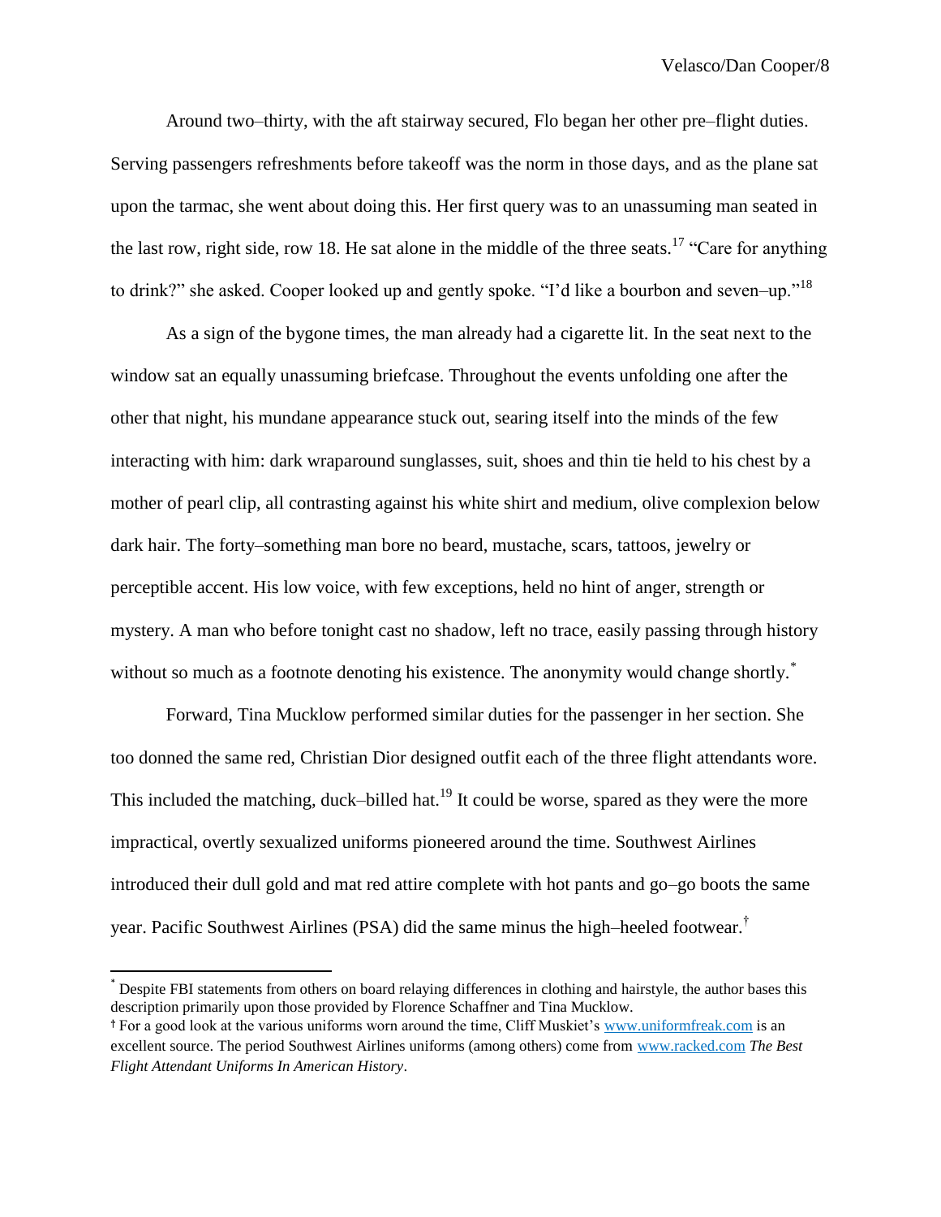Around two–thirty, with the aft stairway secured, Flo began her other pre–flight duties. Serving passengers refreshments before takeoff was the norm in those days, and as the plane sat upon the tarmac, she went about doing this. Her first query was to an unassuming man seated in the last row, right side, row 18. He sat alone in the middle of the three seats.[17] "Care for anything to drink?" she asked. Cooper looked up and gently spoke. "I'd like a bourbon and seven–up."[18]

As a sign of the bygone times, the man already had a cigarette lit. In the seat next to the window sat an equally unassuming briefcase. Throughout the events unfolding one after the other that night, his mundane appearance stuck out, searing itself into the minds of the few interacting with him: dark wraparound sunglasses, suit, shoes and thin tie held to his chest by a mother of pearl clip, all contrasting against his white shirt and medium, olive complexion below dark hair. The forty–something man bore no beard, mustache, scars, tattoos, jewelry or perceptible accent. His low voice, with few exceptions, held no hint of anger, strength or mystery. A man who before tonight cast no shadow, left no trace, easily passing through history without so much as a footnote denoting his existence. The anonymity would change shortly.[*]

Forward, Tina Mucklow performed similar duties for the passenger in her section. She too donned the same red, Christian Dior designed outfit each of the three flight attendants wore. This included the matching, duck–billed hat.[19] It could be worse, spared as they were the more impractical, overtly sexualized uniforms pioneered around the time. Southwest Airlines introduced their dull gold and mat red attire complete with hot pants and go–go boots the same year. Pacific Southwest Airlines (PSA) did the same minus the high–heeled footwear.[†]

---

[*] Despite FBI statements from others on board relaying differences in clothing and hairstyle, the author bases this description primarily upon those provided by Florence Schaffner and Tina Mucklow.

[†] For a good look at the various uniforms worn around the time, Cliff Muskiet's www.uniformfreak.com is an excellent source. The period Southwest Airlines uniforms (among others) come from www.racked.com *The Best Flight Attendant Uniforms In American History*.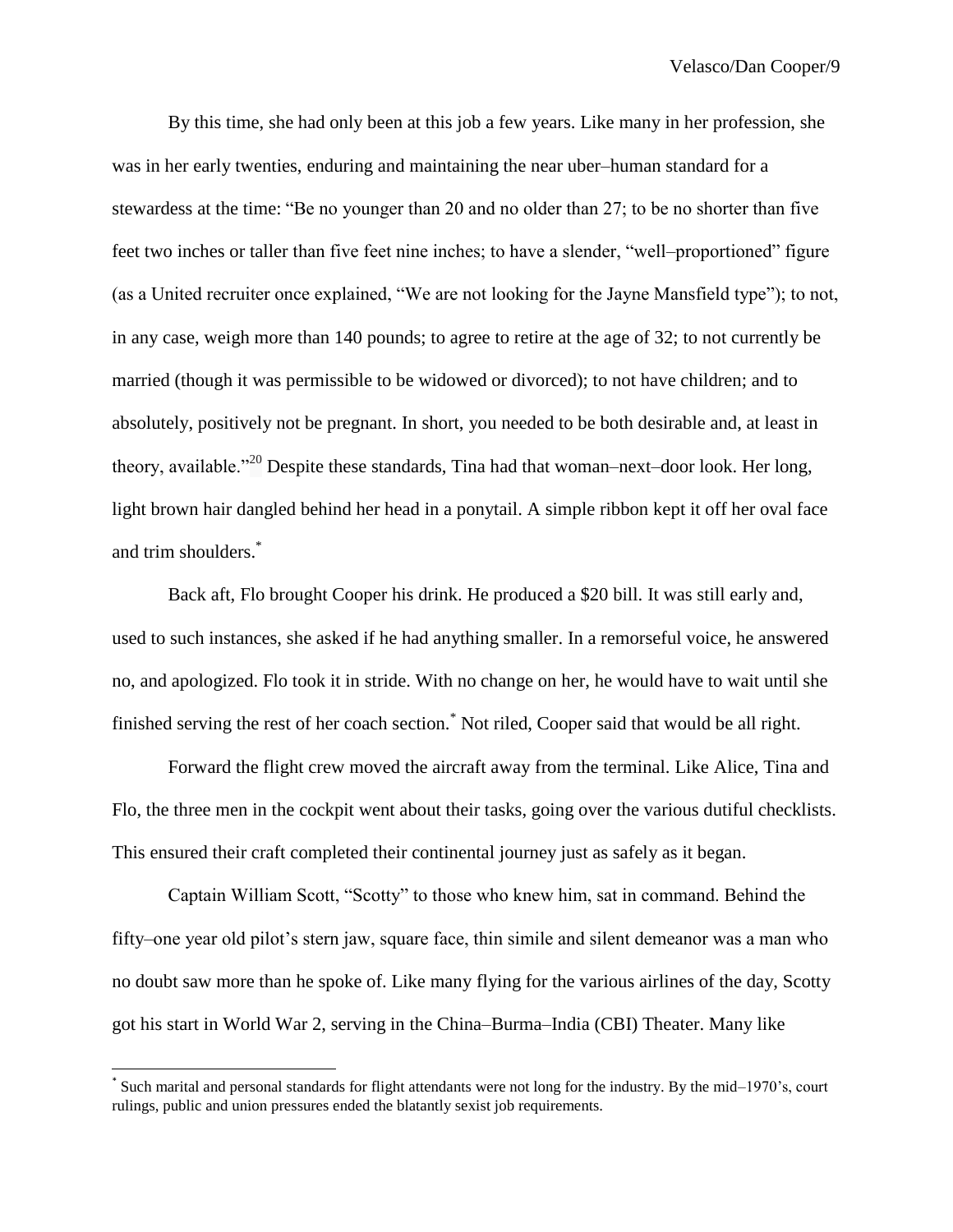By this time, she had only been at this job a few years. Like many in her profession, she was in her early twenties, enduring and maintaining the near uber–human standard for a stewardess at the time: "Be no younger than 20 and no older than 27; to be no shorter than five feet two inches or taller than five feet nine inches; to have a slender, "well–proportioned" figure (as a United recruiter once explained, "We are not looking for the Jayne Mansfield type"); to not, in any case, weigh more than 140 pounds; to agree to retire at the age of 32; to not currently be married (though it was permissible to be widowed or divorced); to not have children; and to absolutely, positively not be pregnant. In short, you needed to be both desirable and, at least in theory, available."[20] Despite these standards, Tina had that woman–next–door look. Her long, light brown hair dangled behind her head in a ponytail. A simple ribbon kept it off her oval face and trim shoulders.*

Back aft, Flo brought Cooper his drink. He produced a $20 bill. It was still early and, used to such instances, she asked if he had anything smaller. In a remorseful voice, he answered no, and apologized. Flo took it in stride. With no change on her, he would have to wait until she finished serving the rest of her coach section.* Not riled, Cooper said that would be all right.

Forward the flight crew moved the aircraft away from the terminal. Like Alice, Tina and Flo, the three men in the cockpit went about their tasks, going over the various dutiful checklists. This ensured their craft completed their continental journey just as safely as it began.

Captain William Scott, "Scotty" to those who knew him, sat in command. Behind the fifty–one year old pilot's stern jaw, square face, thin simile and silent demeanor was a man who no doubt saw more than he spoke of. Like many flying for the various airlines of the day, Scotty got his start in World War 2, serving in the China–Burma–India (CBI) Theater. Many like

---

* Such marital and personal standards for flight attendants were not long for the industry. By the mid–1970's, court rulings, public and union pressures ended the blatantly sexist job requirements.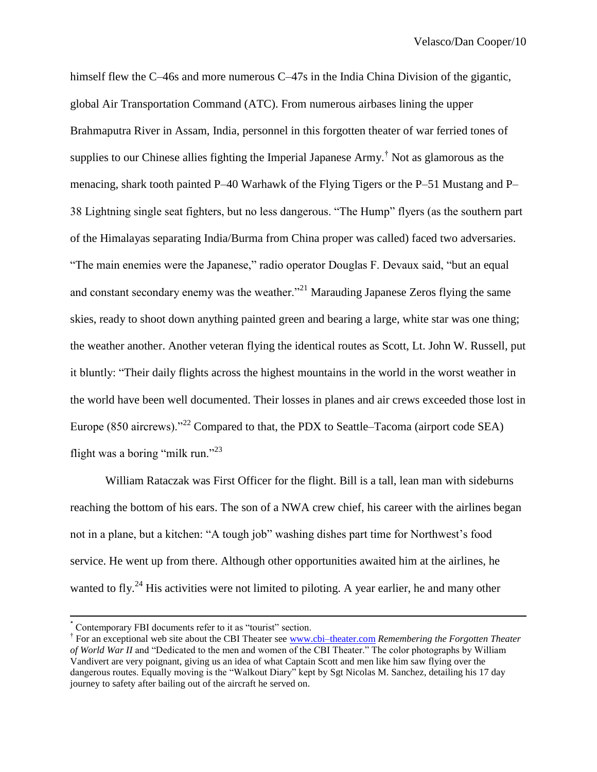himself flew the C–46s and more numerous C–47s in the India China Division of the gigantic, global Air Transportation Command (ATC). From numerous airbases lining the upper Brahmaputra River in Assam, India, personnel in this forgotten theater of war ferried tones of supplies to our Chinese allies fighting the Imperial Japanese Army.[†] Not as glamorous as the menacing, shark tooth painted P–40 Warhawk of the Flying Tigers or the P–51 Mustang and P–38 Lightning single seat fighters, but no less dangerous. "The Hump" flyers (as the southern part of the Himalayas separating India/Burma from China proper was called) faced two adversaries. "The main enemies were the Japanese," radio operator Douglas F. Devaux said, "but an equal and constant secondary enemy was the weather."[21] Marauding Japanese Zeros flying the same skies, ready to shoot down anything painted green and bearing a large, white star was one thing; the weather another. Another veteran flying the identical routes as Scott, Lt. John W. Russell, put it bluntly: "Their daily flights across the highest mountains in the world in the worst weather in the world have been well documented. Their losses in planes and air crews exceeded those lost in Europe (850 aircrews)."[22] Compared to that, the PDX to Seattle–Tacoma (airport code SEA) flight was a boring "milk run."[23]

William Rataczak was First Officer for the flight. Bill is a tall, lean man with sideburns reaching the bottom of his ears. The son of a NWA crew chief, his career with the airlines began not in a plane, but a kitchen: "A tough job" washing dishes part time for Northwest's food service. He went up from there. Although other opportunities awaited him at the airlines, he wanted to fly.[24] His activities were not limited to piloting. A year earlier, he and many other

---

[*] Contemporary FBI documents refer to it as "tourist" section.

[†] For an exceptional web site about the CBI Theater see www.cbi–theater.com *Remembering the Forgotten Theater of World War II* and "Dedicated to the men and women of the CBI Theater." The color photographs by William Vandivert are very poignant, giving us an idea of what Captain Scott and men like him saw flying over the dangerous routes. Equally moving is the "Walkout Diary" kept by Sgt Nicolas M. Sanchez, detailing his 17 day journey to safety after bailing out of the aircraft he served on.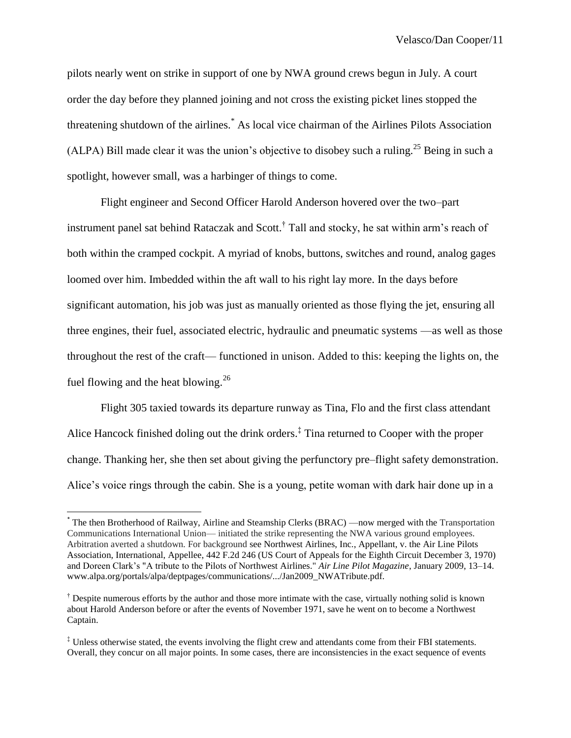pilots nearly went on strike in support of one by NWA ground crews begun in July. A court order the day before they planned joining and not cross the existing picket lines stopped the threatening shutdown of the airlines.* As local vice chairman of the Airlines Pilots Association (ALPA) Bill made clear it was the union's objective to disobey such a ruling.[25] Being in such a spotlight, however small, was a harbinger of things to come.

Flight engineer and Second Officer Harold Anderson hovered over the two–part instrument panel sat behind Rataczak and Scott.† Tall and stocky, he sat within arm's reach of both within the cramped cockpit. A myriad of knobs, buttons, switches and round, analog gages loomed over him. Imbedded within the aft wall to his right lay more. In the days before significant automation, his job was just as manually oriented as those flying the jet, ensuring all three engines, their fuel, associated electric, hydraulic and pneumatic systems —as well as those throughout the rest of the craft— functioned in unison. Added to this: keeping the lights on, the fuel flowing and the heat blowing.[26]

Flight 305 taxied towards its departure runway as Tina, Flo and the first class attendant Alice Hancock finished doling out the drink orders.‡ Tina returned to Cooper with the proper change. Thanking her, she then set about giving the perfunctory pre–flight safety demonstration. Alice's voice rings through the cabin. She is a young, petite woman with dark hair done up in a

---

* The then Brotherhood of Railway, Airline and Steamship Clerks (BRAC) —now merged with the Transportation Communications International Union— initiated the strike representing the NWA various ground employees. Arbitration averted a shutdown. For background see Northwest Airlines, Inc., Appellant, v. the Air Line Pilots Association, International, Appellee, 442 F.2d 246 (US Court of Appeals for the Eighth Circuit December 3, 1970) and Doreen Clark's "A tribute to the Pilots of Northwest Airlines." *Air Line Pilot Magazine*, January 2009, 13–14. www.alpa.org/portals/alpa/deptpages/communications/.../Jan2009_NWATribute.pdf.

† Despite numerous efforts by the author and those more intimate with the case, virtually nothing solid is known about Harold Anderson before or after the events of November 1971, save he went on to become a Northwest Captain.

‡ Unless otherwise stated, the events involving the flight crew and attendants come from their FBI statements. Overall, they concur on all major points. In some cases, there are inconsistencies in the exact sequence of events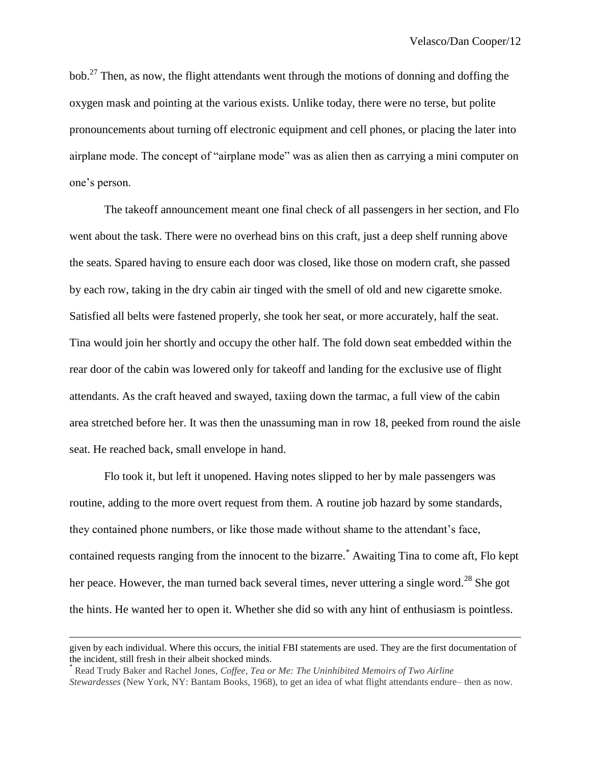bob.[27] Then, as now, the flight attendants went through the motions of donning and doffing the oxygen mask and pointing at the various exists. Unlike today, there were no terse, but polite pronouncements about turning off electronic equipment and cell phones, or placing the later into airplane mode. The concept of "airplane mode" was as alien then as carrying a mini computer on one's person.

The takeoff announcement meant one final check of all passengers in her section, and Flo went about the task. There were no overhead bins on this craft, just a deep shelf running above the seats. Spared having to ensure each door was closed, like those on modern craft, she passed by each row, taking in the dry cabin air tinged with the smell of old and new cigarette smoke. Satisfied all belts were fastened properly, she took her seat, or more accurately, half the seat. Tina would join her shortly and occupy the other half. The fold down seat embedded within the rear door of the cabin was lowered only for takeoff and landing for the exclusive use of flight attendants. As the craft heaved and swayed, taxiing down the tarmac, a full view of the cabin area stretched before her. It was then the unassuming man in row 18, peeked from round the aisle seat. He reached back, small envelope in hand.

Flo took it, but left it unopened. Having notes slipped to her by male passengers was routine, adding to the more overt request from them. A routine job hazard by some standards, they contained phone numbers, or like those made without shame to the attendant's face, contained requests ranging from the innocent to the bizarre.* Awaiting Tina to come aft, Flo kept her peace. However, the man turned back several times, never uttering a single word.[28] She got the hints. He wanted her to open it. Whether she did so with any hint of enthusiasm is pointless.

---

given by each individual. Where this occurs, the initial FBI statements are used. They are the first documentation of the incident, still fresh in their albeit shocked minds.

* Read Trudy Baker and Rachel Jones, *Coffee, Tea or Me: The Uninhibited Memoirs of Two Airline Stewardesses* (New York, NY: Bantam Books, 1968), to get an idea of what flight attendants endure– then as now.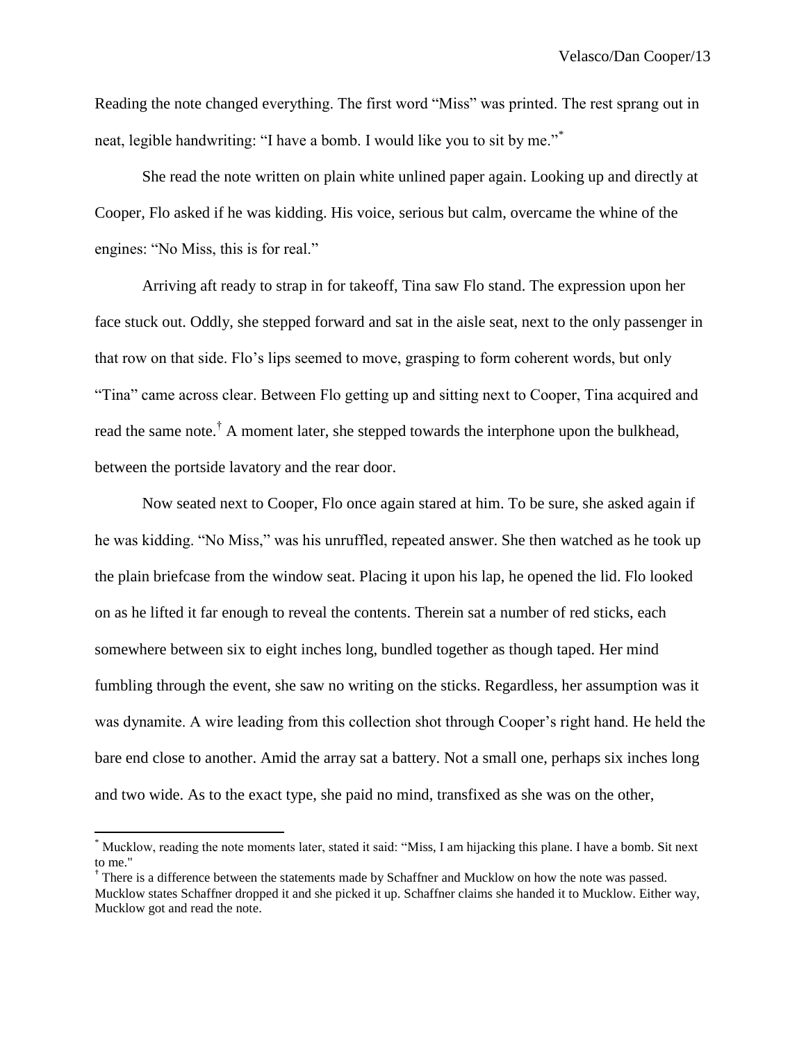Reading the note changed everything. The first word "Miss" was printed. The rest sprang out in neat, legible handwriting: "I have a bomb. I would like you to sit by me."[*]

She read the note written on plain white unlined paper again. Looking up and directly at Cooper, Flo asked if he was kidding. His voice, serious but calm, overcame the whine of the engines: "No Miss, this is for real."

Arriving aft ready to strap in for takeoff, Tina saw Flo stand. The expression upon her face stuck out. Oddly, she stepped forward and sat in the aisle seat, next to the only passenger in that row on that side. Flo's lips seemed to move, grasping to form coherent words, but only "Tina" came across clear. Between Flo getting up and sitting next to Cooper, Tina acquired and read the same note.[†] A moment later, she stepped towards the interphone upon the bulkhead, between the portside lavatory and the rear door.

Now seated next to Cooper, Flo once again stared at him. To be sure, she asked again if he was kidding. "No Miss," was his unruffled, repeated answer. She then watched as he took up the plain briefcase from the window seat. Placing it upon his lap, he opened the lid. Flo looked on as he lifted it far enough to reveal the contents. Therein sat a number of red sticks, each somewhere between six to eight inches long, bundled together as though taped. Her mind fumbling through the event, she saw no writing on the sticks. Regardless, her assumption was it was dynamite. A wire leading from this collection shot through Cooper's right hand. He held the bare end close to another. Amid the array sat a battery. Not a small one, perhaps six inches long and two wide. As to the exact type, she paid no mind, transfixed as she was on the other,

---

[*] Mucklow, reading the note moments later, stated it said: "Miss, I am hijacking this plane. I have a bomb. Sit next to me."

[†] There is a difference between the statements made by Schaffner and Mucklow on how the note was passed. Mucklow states Schaffner dropped it and she picked it up. Schaffner claims she handed it to Mucklow. Either way, Mucklow got and read the note.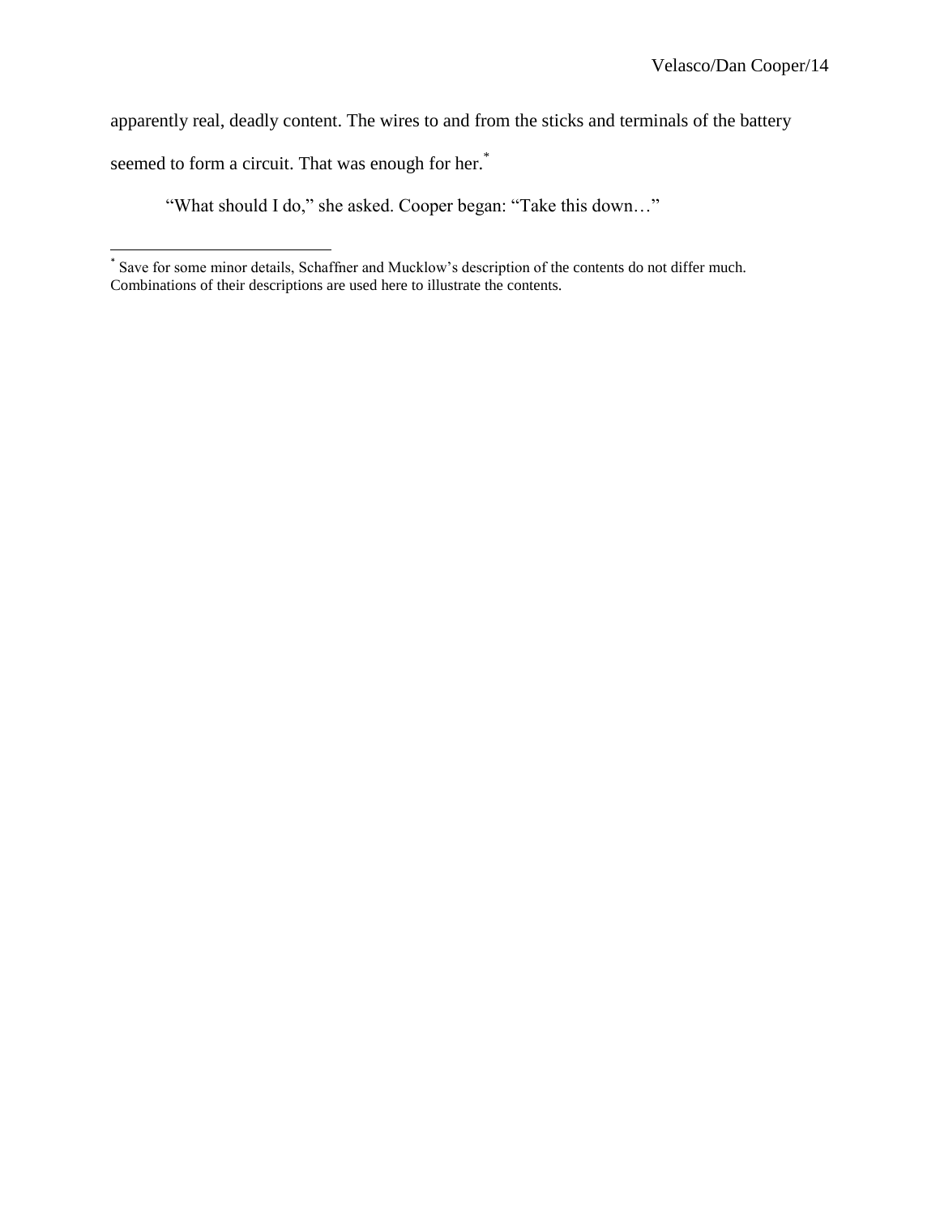apparently real, deadly content. The wires to and from the sticks and terminals of the battery seemed to form a circuit. That was enough for her.[*]

"What should I do," she asked. Cooper began: "Take this down…"

---

[*] Save for some minor details, Schaffner and Mucklow's description of the contents do not differ much. Combinations of their descriptions are used here to illustrate the contents.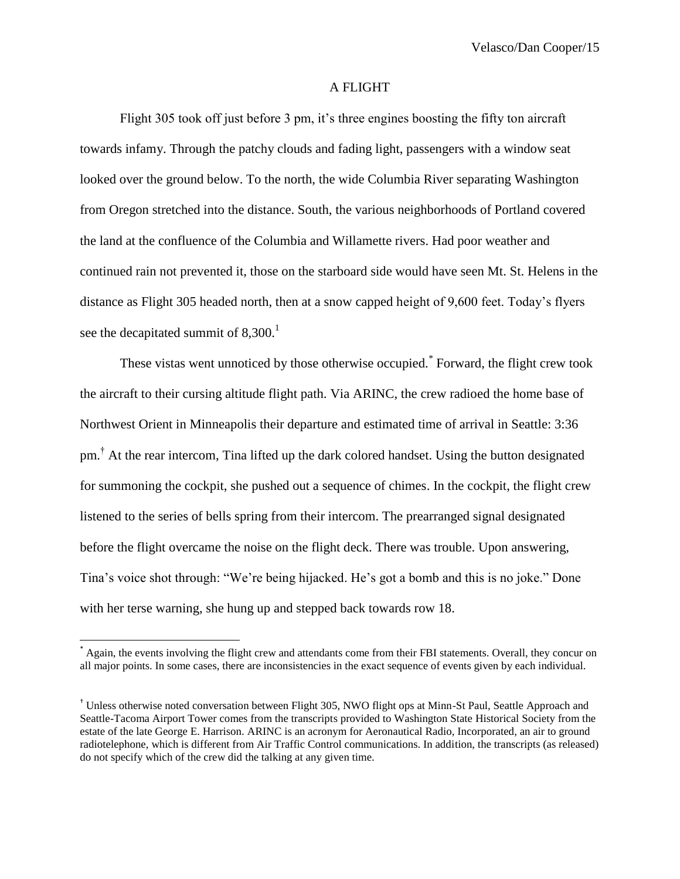## A FLIGHT

Flight 305 took off just before 3 pm, it's three engines boosting the fifty ton aircraft towards infamy. Through the patchy clouds and fading light, passengers with a window seat looked over the ground below. To the north, the wide Columbia River separating Washington from Oregon stretched into the distance. South, the various neighborhoods of Portland covered the land at the confluence of the Columbia and Willamette rivers. Had poor weather and continued rain not prevented it, those on the starboard side would have seen Mt. St. Helens in the distance as Flight 305 headed north, then at a snow capped height of 9,600 feet. Today's flyers see the decapitated summit of 8,300.[1]

These vistas went unnoticed by those otherwise occupied.[*] Forward, the flight crew took the aircraft to their cursing altitude flight path. Via ARINC, the crew radioed the home base of Northwest Orient in Minneapolis their departure and estimated time of arrival in Seattle: 3:36 pm.[†] At the rear intercom, Tina lifted up the dark colored handset. Using the button designated for summoning the cockpit, she pushed out a sequence of chimes. In the cockpit, the flight crew listened to the series of bells spring from their intercom. The prearranged signal designated before the flight overcame the noise on the flight deck. There was trouble. Upon answering, Tina's voice shot through: "We're being hijacked. He's got a bomb and this is no joke." Done with her terse warning, she hung up and stepped back towards row 18.

---

[*] Again, the events involving the flight crew and attendants come from their FBI statements. Overall, they concur on all major points. In some cases, there are inconsistencies in the exact sequence of events given by each individual.

[†] Unless otherwise noted conversation between Flight 305, NWO flight ops at Minn-St Paul, Seattle Approach and Seattle-Tacoma Airport Tower comes from the transcripts provided to Washington State Historical Society from the estate of the late George E. Harrison. ARINC is an acronym for Aeronautical Radio, Incorporated, an air to ground radiotelephone, which is different from Air Traffic Control communications. In addition, the transcripts (as released) do not specify which of the crew did the talking at any given time.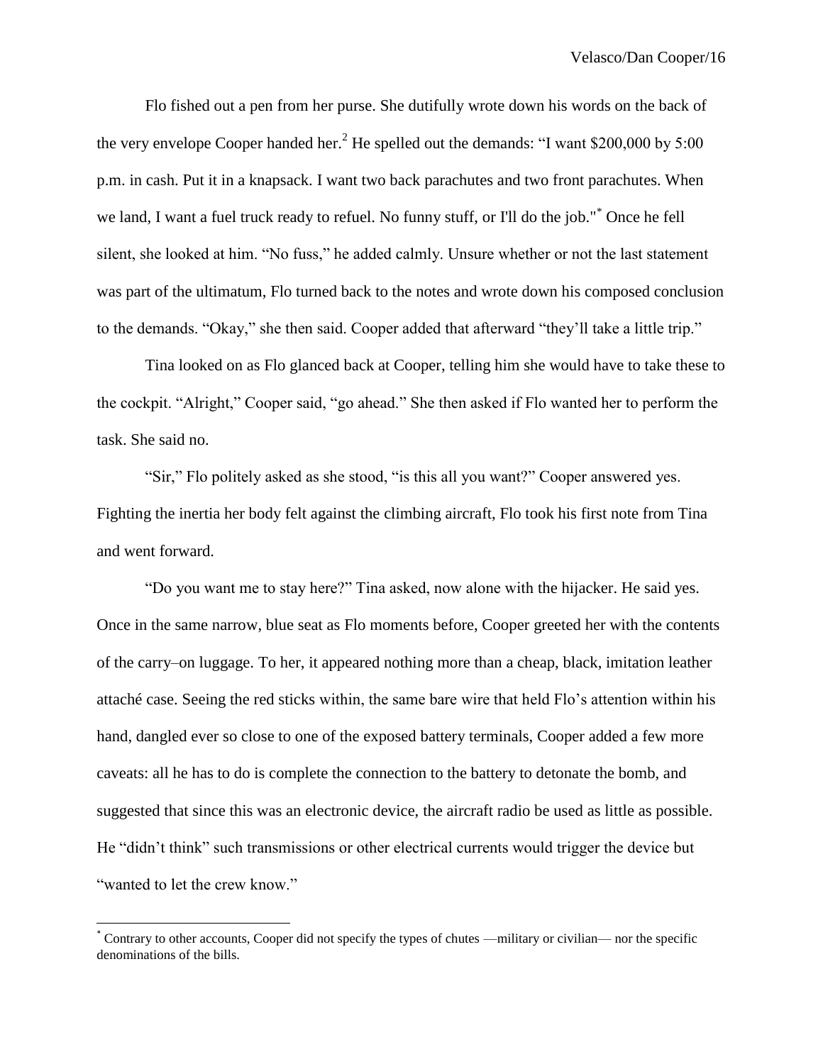Flo fished out a pen from her purse. She dutifully wrote down his words on the back of the very envelope Cooper handed her.[2] He spelled out the demands: “I want $200,000 by 5:00 p.m. in cash. Put it in a knapsack. I want two back parachutes and two front parachutes. When we land, I want a fuel truck ready to refuel. No funny stuff, or I'll do the job."[*] Once he fell silent, she looked at him. “No fuss,” he added calmly. Unsure whether or not the last statement was part of the ultimatum, Flo turned back to the notes and wrote down his composed conclusion to the demands. “Okay,” she then said. Cooper added that afterward “they’ll take a little trip.”

Tina looked on as Flo glanced back at Cooper, telling him she would have to take these to the cockpit. “Alright,” Cooper said, “go ahead.” She then asked if Flo wanted her to perform the task. She said no.

“Sir,” Flo politely asked as she stood, “is this all you want?” Cooper answered yes. Fighting the inertia her body felt against the climbing aircraft, Flo took his first note from Tina and went forward.

“Do you want me to stay here?” Tina asked, now alone with the hijacker. He said yes. Once in the same narrow, blue seat as Flo moments before, Cooper greeted her with the contents of the carry–on luggage. To her, it appeared nothing more than a cheap, black, imitation leather attaché case. Seeing the red sticks within, the same bare wire that held Flo’s attention within his hand, dangled ever so close to one of the exposed battery terminals, Cooper added a few more caveats: all he has to do is complete the connection to the battery to detonate the bomb, and suggested that since this was an electronic device, the aircraft radio be used as little as possible. He “didn’t think” such transmissions or other electrical currents would trigger the device but “wanted to let the crew know.”

[*] Contrary to other accounts, Cooper did not specify the types of chutes —military or civilian— nor the specific denominations of the bills.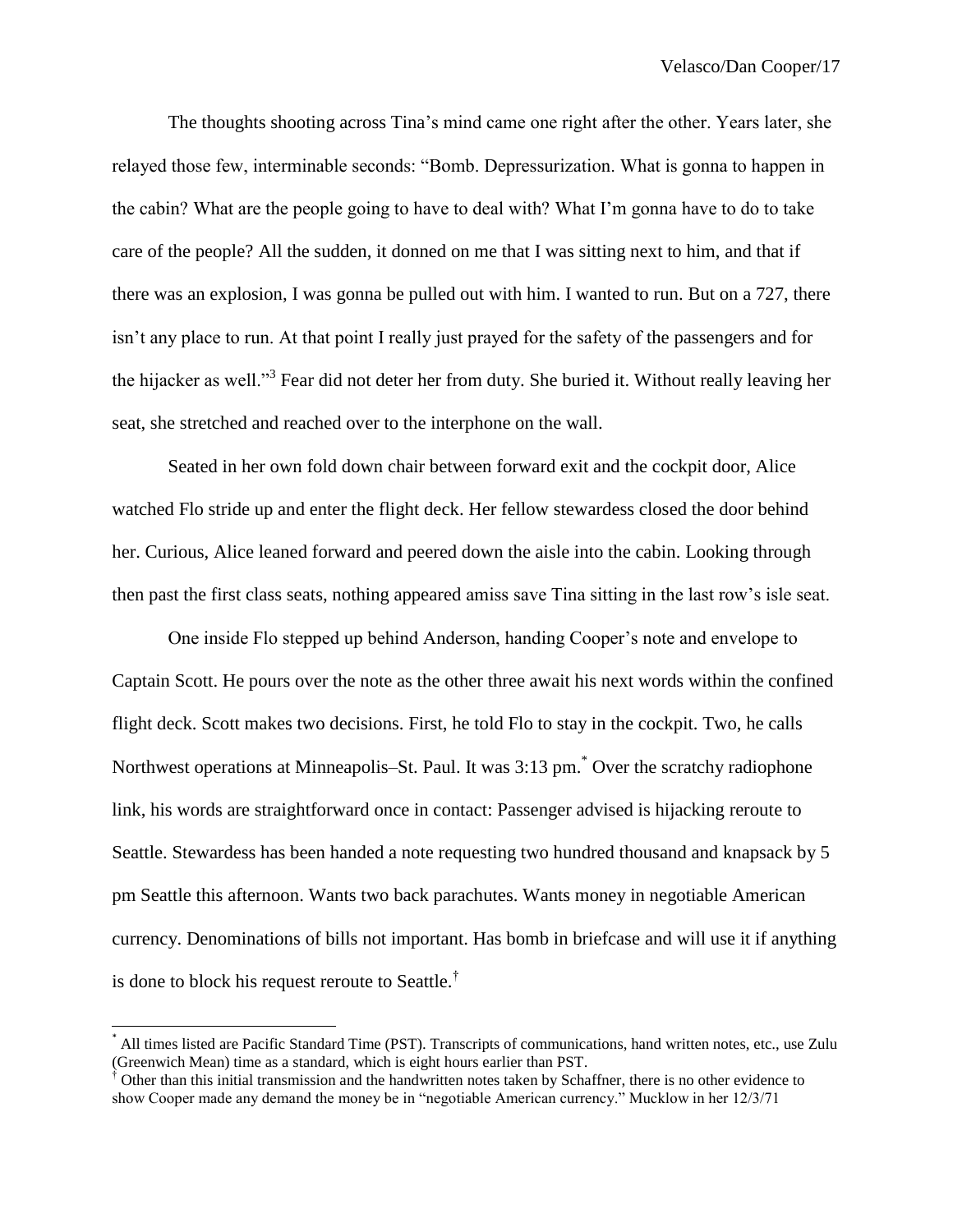The thoughts shooting across Tina's mind came one right after the other. Years later, she relayed those few, interminable seconds: "Bomb. Depressurization. What is gonna to happen in the cabin? What are the people going to have to deal with? What I'm gonna have to do to take care of the people? All the sudden, it donned on me that I was sitting next to him, and that if there was an explosion, I was gonna be pulled out with him. I wanted to run. But on a 727, there isn't any place to run. At that point I really just prayed for the safety of the passengers and for the hijacker as well."[3] Fear did not deter her from duty. She buried it. Without really leaving her seat, she stretched and reached over to the interphone on the wall.

Seated in her own fold down chair between forward exit and the cockpit door, Alice watched Flo stride up and enter the flight deck. Her fellow stewardess closed the door behind her. Curious, Alice leaned forward and peered down the aisle into the cabin. Looking through then past the first class seats, nothing appeared amiss save Tina sitting in the last row's isle seat.

One inside Flo stepped up behind Anderson, handing Cooper's note and envelope to Captain Scott. He pours over the note as the other three await his next words within the confined flight deck. Scott makes two decisions. First, he told Flo to stay in the cockpit. Two, he calls Northwest operations at Minneapolis–St. Paul. It was 3:13 pm.[*] Over the scratchy radiophone link, his words are straightforward once in contact: Passenger advised is hijacking reroute to Seattle. Stewardess has been handed a note requesting two hundred thousand and knapsack by 5 pm Seattle this afternoon. Wants two back parachutes. Wants money in negotiable American currency. Denominations of bills not important. Has bomb in briefcase and will use it if anything is done to block his request reroute to Seattle.[†]

---

[*] All times listed are Pacific Standard Time (PST). Transcripts of communications, hand written notes, etc., use Zulu (Greenwich Mean) time as a standard, which is eight hours earlier than PST.

[†] Other than this initial transmission and the handwritten notes taken by Schaffner, there is no other evidence to show Cooper made any demand the money be in "negotiable American currency." Mucklow in her 12/3/71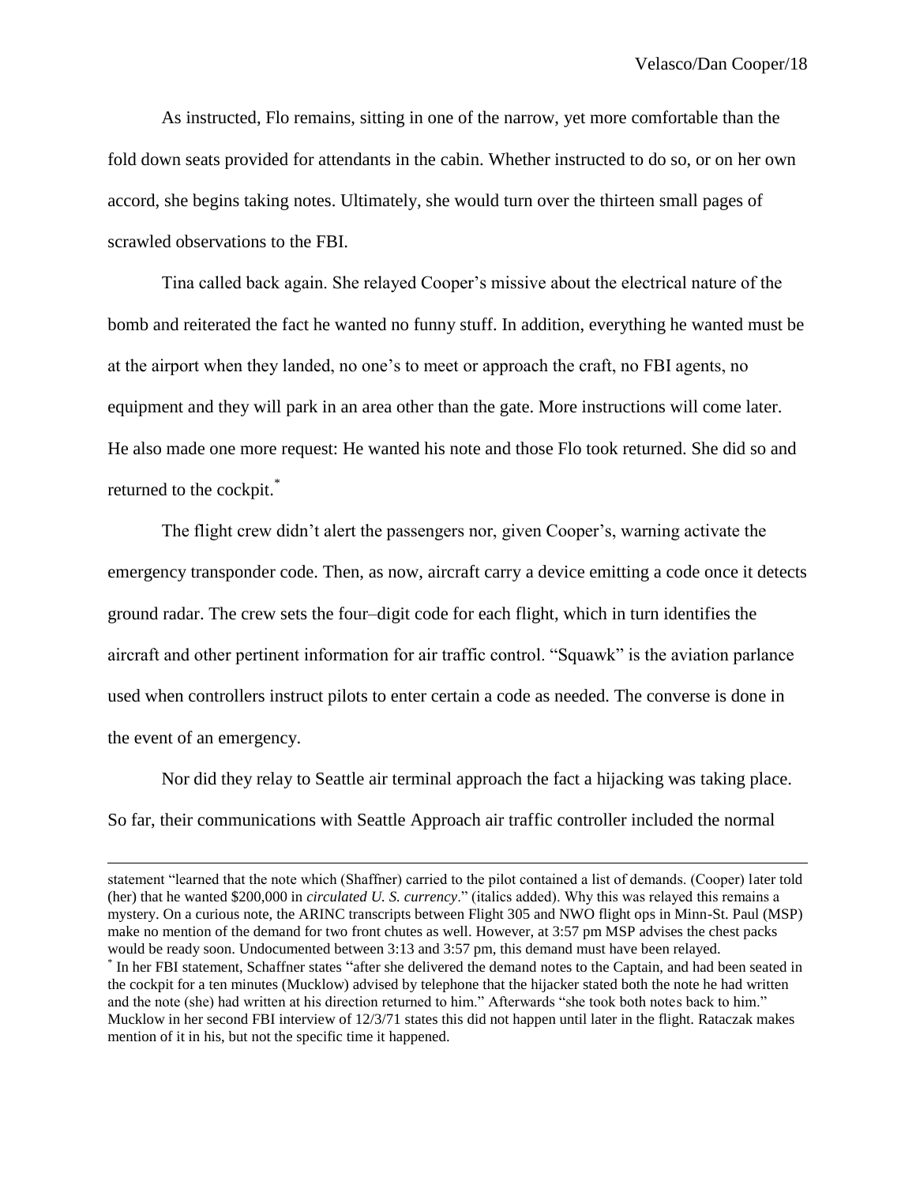As instructed, Flo remains, sitting in one of the narrow, yet more comfortable than the fold down seats provided for attendants in the cabin. Whether instructed to do so, or on her own accord, she begins taking notes. Ultimately, she would turn over the thirteen small pages of scrawled observations to the FBI.

Tina called back again. She relayed Cooper's missive about the electrical nature of the bomb and reiterated the fact he wanted no funny stuff. In addition, everything he wanted must be at the airport when they landed, no one's to meet or approach the craft, no FBI agents, no equipment and they will park in an area other than the gate. More instructions will come later. He also made one more request: He wanted his note and those Flo took returned. She did so and returned to the cockpit.*

The flight crew didn't alert the passengers nor, given Cooper's, warning activate the emergency transponder code. Then, as now, aircraft carry a device emitting a code once it detects ground radar. The crew sets the four–digit code for each flight, which in turn identifies the aircraft and other pertinent information for air traffic control. "Squawk" is the aviation parlance used when controllers instruct pilots to enter certain a code as needed. The converse is done in the event of an emergency.

Nor did they relay to Seattle air terminal approach the fact a hijacking was taking place. So far, their communications with Seattle Approach air traffic controller included the normal

---

statement "learned that the note which (Shaffner) carried to the pilot contained a list of demands. (Cooper) later told (her) that he wanted $200,000 in *circulated U. S. currency*." (italics added). Why this was relayed this remains a mystery. On a curious note, the ARINC transcripts between Flight 305 and NWO flight ops in Minn-St. Paul (MSP) make no mention of the demand for two front chutes as well. However, at 3:57 pm MSP advises the chest packs would be ready soon. Undocumented between 3:13 and 3:57 pm, this demand must have been relayed.

* In her FBI statement, Schaffner states "after she delivered the demand notes to the Captain, and had been seated in the cockpit for a ten minutes (Mucklow) advised by telephone that the hijacker stated both the note he had written and the note (she) had written at his direction returned to him." Afterwards "she took both notes back to him." Mucklow in her second FBI interview of 12/3/71 states this did not happen until later in the flight. Rataczak makes mention of it in his, but not the specific time it happened.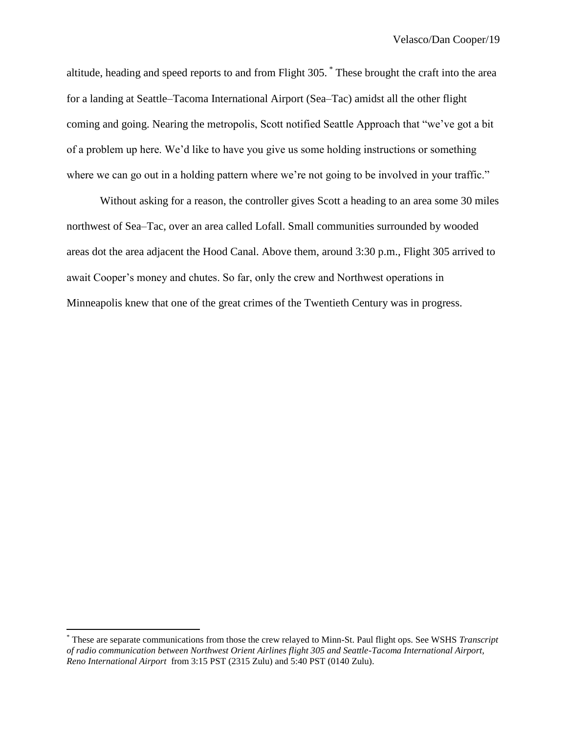altitude, heading and speed reports to and from Flight 305. [*] These brought the craft into the area for a landing at Seattle–Tacoma International Airport (Sea–Tac) amidst all the other flight coming and going. Nearing the metropolis, Scott notified Seattle Approach that "we've got a bit of a problem up here. We'd like to have you give us some holding instructions or something where we can go out in a holding pattern where we're not going to be involved in your traffic."

Without asking for a reason, the controller gives Scott a heading to an area some 30 miles northwest of Sea–Tac, over an area called Lofall. Small communities surrounded by wooded areas dot the area adjacent the Hood Canal. Above them, around 3:30 p.m., Flight 305 arrived to await Cooper's money and chutes. So far, only the crew and Northwest operations in Minneapolis knew that one of the great crimes of the Twentieth Century was in progress.

---

[*] These are separate communications from those the crew relayed to Minn-St. Paul flight ops. See WSHS *Transcript of radio communication between Northwest Orient Airlines flight 305 and Seattle-Tacoma International Airport, Reno International Airport* from 3:15 PST (2315 Zulu) and 5:40 PST (0140 Zulu).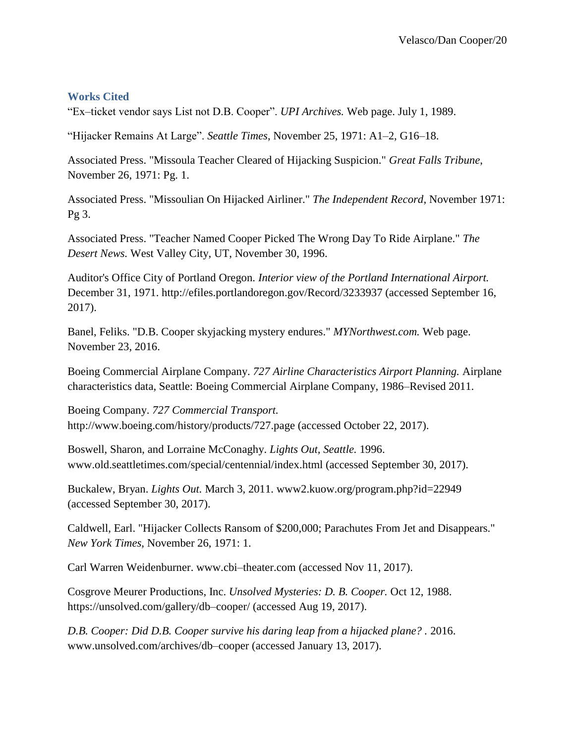## Works Cited

"Ex–ticket vendor says List not D.B. Cooper". *UPI Archives.* Web page. July 1, 1989.

"Hijacker Remains At Large". *Seattle Times*, November 25, 1971: A1–2, G16–18.

Associated Press. "Missoula Teacher Cleared of Hijacking Suspicion." *Great Falls Tribune*, November 26, 1971: Pg. 1.

Associated Press. "Missoulian On Hijacked Airliner." *The Independent Record*, November 1971: Pg 3.

Associated Press. "Teacher Named Cooper Picked The Wrong Day To Ride Airplane." *The Desert News.* West Valley City, UT, November 30, 1996.

Auditor's Office City of Portland Oregon. *Interior view of the Portland International Airport.* December 31, 1971. http://efiles.portlandoregon.gov/Record/3233937 (accessed September 16, 2017).

Banel, Feliks. "D.B. Cooper skyjacking mystery endures." *MYNorthwest.com.* Web page. November 23, 2016.

Boeing Commercial Airplane Company. *727 Airline Characteristics Airport Planning.* Airplane characteristics data, Seattle: Boeing Commercial Airplane Company, 1986–Revised 2011.

Boeing Company. *727 Commercial Transport.* http://www.boeing.com/history/products/727.page (accessed October 22, 2017).

Boswell, Sharon, and Lorraine McConaghy. *Lights Out, Seattle.* 1996. www.old.seattletimes.com/special/centennial/index.html (accessed September 30, 2017).

Buckalew, Bryan. *Lights Out.* March 3, 2011. www2.kuow.org/program.php?id=22949 (accessed September 30, 2017).

Caldwell, Earl. "Hijacker Collects Ransom of $200,000; Parachutes From Jet and Disappears." *New York Times*, November 26, 1971: 1.

Carl Warren Weidenburner. www.cbi–theater.com (accessed Nov 11, 2017).

Cosgrove Meurer Productions, Inc. *Unsolved Mysteries: D. B. Cooper.* Oct 12, 1988. https://unsolved.com/gallery/db–cooper/ (accessed Aug 19, 2017).

*D.B. Cooper: Did D.B. Cooper survive his daring leap from a hijacked plane?* . 2016. www.unsolved.com/archives/db–cooper (accessed January 13, 2017).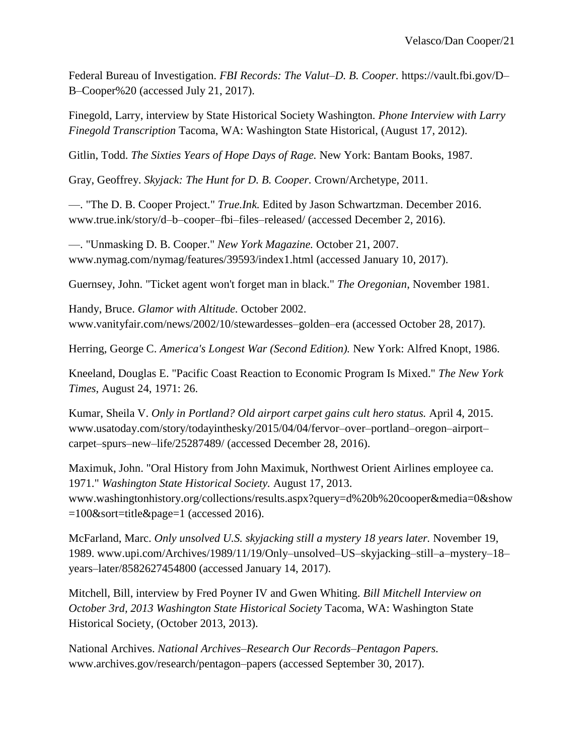Federal Bureau of Investigation. *FBI Records: The Valut–D. B. Cooper.* https://vault.fbi.gov/D–B–Cooper%20 (accessed July 21, 2017).

Finegold, Larry, interview by State Historical Society Washington. *Phone Interview with Larry Finegold Transcription* Tacoma, WA: Washington State Historical, (August 17, 2012).

Gitlin, Todd. *The Sixties Years of Hope Days of Rage.* New York: Bantam Books, 1987.

Gray, Geoffrey. *Skyjack: The Hunt for D. B. Cooper.* Crown/Archetype, 2011.

—. "The D. B. Cooper Project." *True.Ink.* Edited by Jason Schwartzman. December 2016. www.true.ink/story/d–b–cooper–fbi–files–released/ (accessed December 2, 2016).

—. "Unmasking D. B. Cooper." *New York Magazine.* October 21, 2007. www.nymag.com/nymag/features/39593/index1.html (accessed January 10, 2017).

Guernsey, John. "Ticket agent won't forget man in black." *The Oregonian*, November 1981.

Handy, Bruce. *Glamor with Altitude.* October 2002. www.vanityfair.com/news/2002/10/stewardesses–golden–era (accessed October 28, 2017).

Herring, George C. *America's Longest War (Second Edition).* New York: Alfred Knopt, 1986.

Kneeland, Douglas E. "Pacific Coast Reaction to Economic Program Is Mixed." *The New York Times*, August 24, 1971: 26.

Kumar, Sheila V. *Only in Portland? Old airport carpet gains cult hero status.* April 4, 2015. www.usatoday.com/story/todayinthesky/2015/04/04/fervor–over–portland–oregon–airport–carpet–spurs–new–life/25287489/ (accessed December 28, 2016).

Maximuk, John. "Oral History from John Maximuk, Northwest Orient Airlines employee ca. 1971." *Washington State Historical Society.* August 17, 2013. www.washingtonhistory.org/collections/results.aspx?query=d%20b%20cooper&media=0&show=100&sort=title&page=1 (accessed 2016).

McFarland, Marc. *Only unsolved U.S. skyjacking still a mystery 18 years later.* November 19, 1989. www.upi.com/Archives/1989/11/19/Only–unsolved–US–skyjacking–still–a–mystery–18–years–later/8582627454800 (accessed January 14, 2017).

Mitchell, Bill, interview by Fred Poyner IV and Gwen Whiting. *Bill Mitchell Interview on October 3rd, 2013 Washington State Historical Society* Tacoma, WA: Washington State Historical Society, (October 2013, 2013).

National Archives. *National Archives–Research Our Records–Pentagon Papers.* www.archives.gov/research/pentagon–papers (accessed September 30, 2017).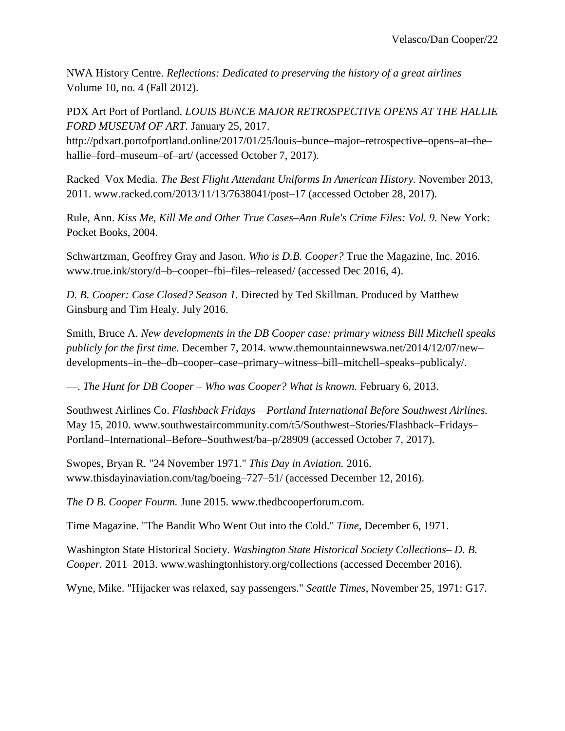NWA History Centre. *Reflections: Dedicated to preserving the history of a great airlines* Volume 10, no. 4 (Fall 2012).

PDX Art Port of Portland. *LOUIS BUNCE MAJOR RETROSPECTIVE OPENS AT THE HALLIE FORD MUSEUM OF ART.* January 25, 2017. http://pdxart.portofportland.online/2017/01/25/louis–bunce–major–retrospective–opens–at–the–hallie–ford–museum–of–art/ (accessed October 7, 2017).

Racked–Vox Media. *The Best Flight Attendant Uniforms In American History.* November 2013, 2011. www.racked.com/2013/11/13/7638041/post–17 (accessed October 28, 2017).

Rule, Ann. *Kiss Me, Kill Me and Other True Cases–Ann Rule's Crime Files: Vol. 9.* New York: Pocket Books, 2004.

Schwartzman, Geoffrey Gray and Jason. *Who is D.B. Cooper?* True the Magazine, Inc. 2016. www.true.ink/story/d–b–cooper–fbi–files–released/ (accessed Dec 2016, 4).

*D. B. Cooper: Case Closed? Season 1.* Directed by Ted Skillman. Produced by Matthew Ginsburg and Tim Healy. July 2016.

Smith, Bruce A. *New developments in the DB Cooper case: primary witness Bill Mitchell speaks publicly for the first time.* December 7, 2014. www.themountainnewswa.net/2014/12/07/new–developments–in–the–db–cooper–case–primary–witness–bill–mitchell–speaks–publicaly/.

—. *The Hunt for DB Cooper – Who was Cooper? What is known.* February 6, 2013.

Southwest Airlines Co. *Flashback Fridays—Portland International Before Southwest Airlines.* May 15, 2010. www.southwestaircommunity.com/t5/Southwest–Stories/Flashback–Fridays–Portland–International–Before–Southwest/ba–p/28909 (accessed October 7, 2017).

Swopes, Bryan R. "24 November 1971." *This Day in Aviation.* 2016. www.thisdayinaviation.com/tag/boeing–727–51/ (accessed December 12, 2016).

*The D B. Cooper Fourm.* June 2015. www.thedbcooperforum.com.

Time Magazine. "The Bandit Who Went Out into the Cold." *Time*, December 6, 1971.

Washington State Historical Society. *Washington State Historical Society Collections– D. B. Cooper.* 2011–2013. www.washingtonhistory.org/collections (accessed December 2016).

Wyne, Mike. "Hijacker was relaxed, say passengers." *Seattle Times*, November 25, 1971: G17.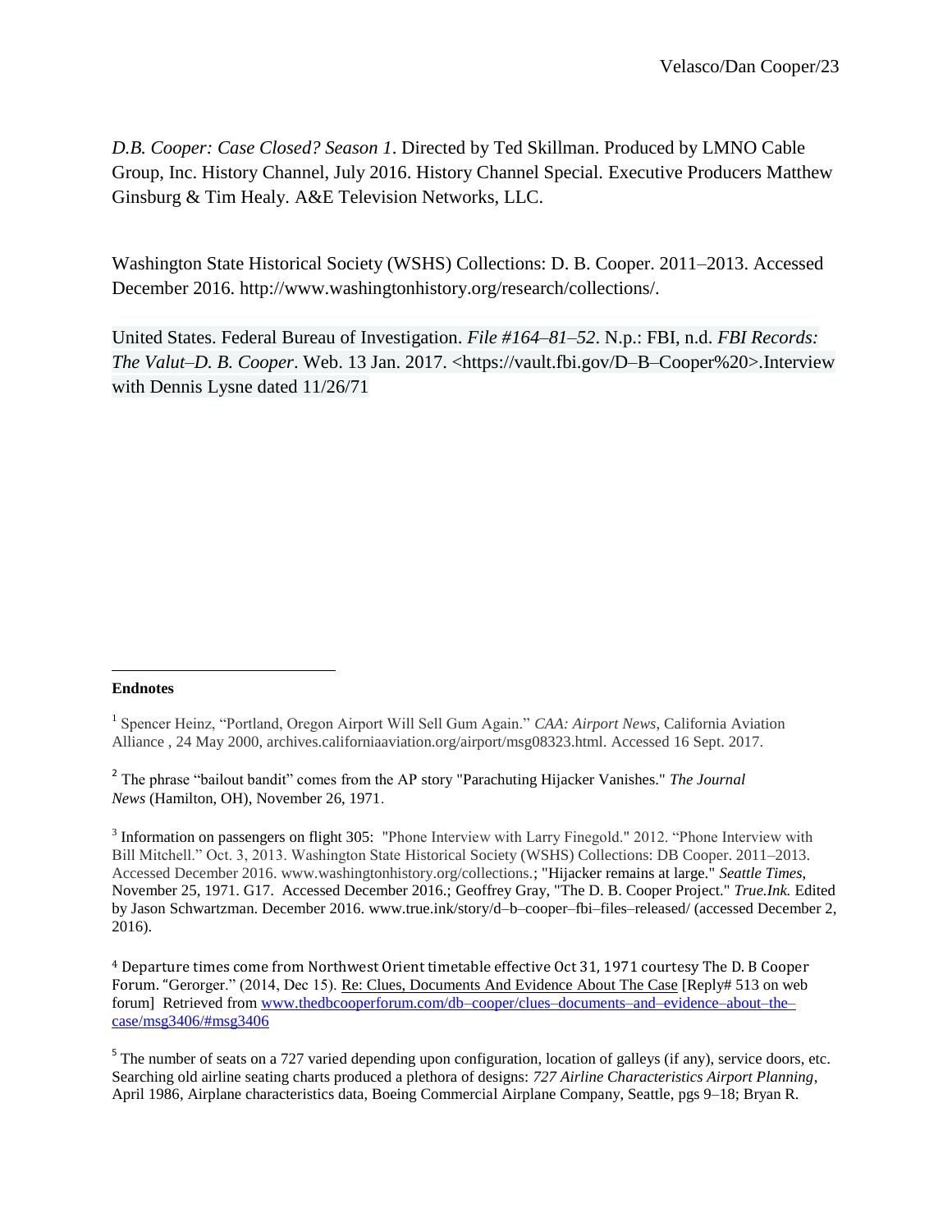*D.B. Cooper: Case Closed? Season 1*. Directed by Ted Skillman. Produced by LMNO Cable Group, Inc. History Channel, July 2016. History Channel Special. Executive Producers Matthew Ginsburg & Tim Healy. A&E Television Networks, LLC.

Washington State Historical Society (WSHS) Collections: D. B. Cooper. 2011–2013. Accessed December 2016. http://www.washingtonhistory.org/research/collections/.

United States. Federal Bureau of Investigation. *File #164–81–52*. N.p.: FBI, n.d. *FBI Records: The Valut–D. B. Cooper*. Web. 13 Jan. 2017. <https://vault.fbi.gov/D–B–Cooper%20>.Interview with Dennis Lysne dated 11/26/71

---

**Endnotes**

[1] Spencer Heinz, "Portland, Oregon Airport Will Sell Gum Again." *CAA: Airport News*, California Aviation Alliance , 24 May 2000, archives.californiaaviation.org/airport/msg08323.html. Accessed 16 Sept. 2017.

[2] The phrase "bailout bandit" comes from the AP story "Parachuting Hijacker Vanishes." *The Journal News* (Hamilton, OH), November 26, 1971.

[3] Information on passengers on flight 305: "Phone Interview with Larry Finegold." 2012. "Phone Interview with Bill Mitchell." Oct. 3, 2013. Washington State Historical Society (WSHS) Collections: DB Cooper. 2011–2013. Accessed December 2016. www.washingtonhistory.org/collections.; "Hijacker remains at large." *Seattle Times*, November 25, 1971. G17. Accessed December 2016.; Geoffrey Gray, "The D. B. Cooper Project." *True.Ink.* Edited by Jason Schwartzman. December 2016. www.true.ink/story/d–b–cooper–fbi–files–released/ (accessed December 2, 2016).

[4] Departure times come from Northwest Orient timetable effective Oct 31, 1971 courtesy The D. B Cooper Forum. "Gerorger." (2014, Dec 15). Re: Clues, Documents And Evidence About The Case [Reply# 513 on web forum] Retrieved from www.thedbcooperforum.com/db–cooper/clues–documents–and–evidence–about–the–case/msg3406/#msg3406

[5] The number of seats on a 727 varied depending upon configuration, location of galleys (if any), service doors, etc. Searching old airline seating charts produced a plethora of designs: *727 Airline Characteristics Airport Planning*, April 1986, Airplane characteristics data, Boeing Commercial Airplane Company, Seattle, pgs 9–18; Bryan R.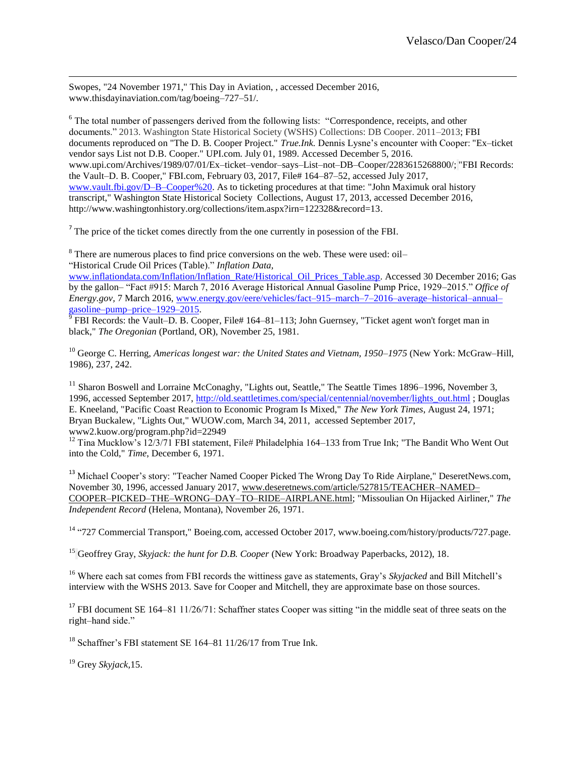Swopes, "24 November 1971," This Day in Aviation, , accessed December 2016, www.thisdayinaviation.com/tag/boeing–727–51/.

[6] The total number of passengers derived from the following lists: "Correspondence, receipts, and other documents." 2013. Washington State Historical Society (WSHS) Collections: DB Cooper. 2011–2013; FBI documents reproduced on "The D. B. Cooper Project." *True.Ink.* Dennis Lysne's encounter with Cooper: "Ex–ticket vendor says List not D.B. Cooper." UPI.com. July 01, 1989. Accessed December 5, 2016. www.upi.com/Archives/1989/07/01/Ex–ticket–vendor–says–List–not–DB–Cooper/2283615268800/; "FBI Records: the Vault–D. B. Cooper," FBI.com, February 03, 2017, File# 164–87–52, accessed July 2017, www.vault.fbi.gov/D–B–Cooper%20. As to ticketing procedures at that time: "John Maximuk oral history transcript," Washington State Historical Society Collections, August 17, 2013, accessed December 2016, http://www.washingtonhistory.org/collections/item.aspx?irn=122328&record=13.

[7] The price of the ticket comes directly from the one currently in posession of the FBI.

[8] There are numerous places to find price conversions on the web. These were used: oil– "Historical Crude Oil Prices (Table)." *Inflation Data,* www.inflationdata.com/Inflation/Inflation_Rate/Historical_Oil_Prices_Table.asp. Accessed 30 December 2016; Gas by the gallon– "Fact #915: March 7, 2016 Average Historical Annual Gasoline Pump Price, 1929–2015." *Office of Energy.gov,* 7 March 2016, www.energy.gov/eere/vehicles/fact–915–march–7–2016–average–historical–annual–gasoline–pump–price–1929–2015.

[9] FBI Records: the Vault–D. B. Cooper, File# 164–81–113; John Guernsey, "Ticket agent won't forget man in black," *The Oregonian* (Portland, OR), November 25, 1981.

[10] George C. Herring, *Americas longest war: the United States and Vietnam, 1950–1975* (New York: McGraw–Hill, 1986), 237, 242.

[11] Sharon Boswell and Lorraine McConaghy, "Lights out, Seattle," The Seattle Times 1896–1996, November 3, 1996, accessed September 2017, http://old.seattletimes.com/special/centennial/november/lights_out.html ; Douglas E. Kneeland, "Pacific Coast Reaction to Economic Program Is Mixed," *The New York Times,* August 24, 1971; Bryan Buckalew, "Lights Out," WUOW.com, March 34, 2011, accessed September 2017, www2.kuow.org/program.php?id=22949

[12] Tina Mucklow's 12/3/71 FBI statement, File# Philadelphia 164–133 from True Ink; "The Bandit Who Went Out into the Cold," *Time,* December 6, 1971.

[13] Michael Cooper's story: "Teacher Named Cooper Picked The Wrong Day To Ride Airplane," DeseretNews.com, November 30, 1996, accessed January 2017, www.deseretnews.com/article/527815/TEACHER–NAMED–COOPER–PICKED–THE–WRONG–DAY–TO–RIDE–AIRPLANE.html; "Missoulian On Hijacked Airliner," *The Independent Record* (Helena, Montana), November 26, 1971.

[14] "727 Commercial Transport," Boeing.com, accessed October 2017, www.boeing.com/history/products/727.page.

[15] Geoffrey Gray, *Skyjack: the hunt for D.B. Cooper* (New York: Broadway Paperbacks, 2012), 18.

[16] Where each sat comes from FBI records the wittiness gave as statements, Gray's *Skyjacked* and Bill Mitchell's interview with the WSHS 2013. Save for Cooper and Mitchell, they are approximate base on those sources.

[17] FBI document SE 164–81 11/26/71: Schaffner states Cooper was sitting "in the middle seat of three seats on the right–hand side."

[18] Schaffner's FBI statement SE 164–81 11/26/17 from True Ink.

[19] Grey *Skyjack,*15.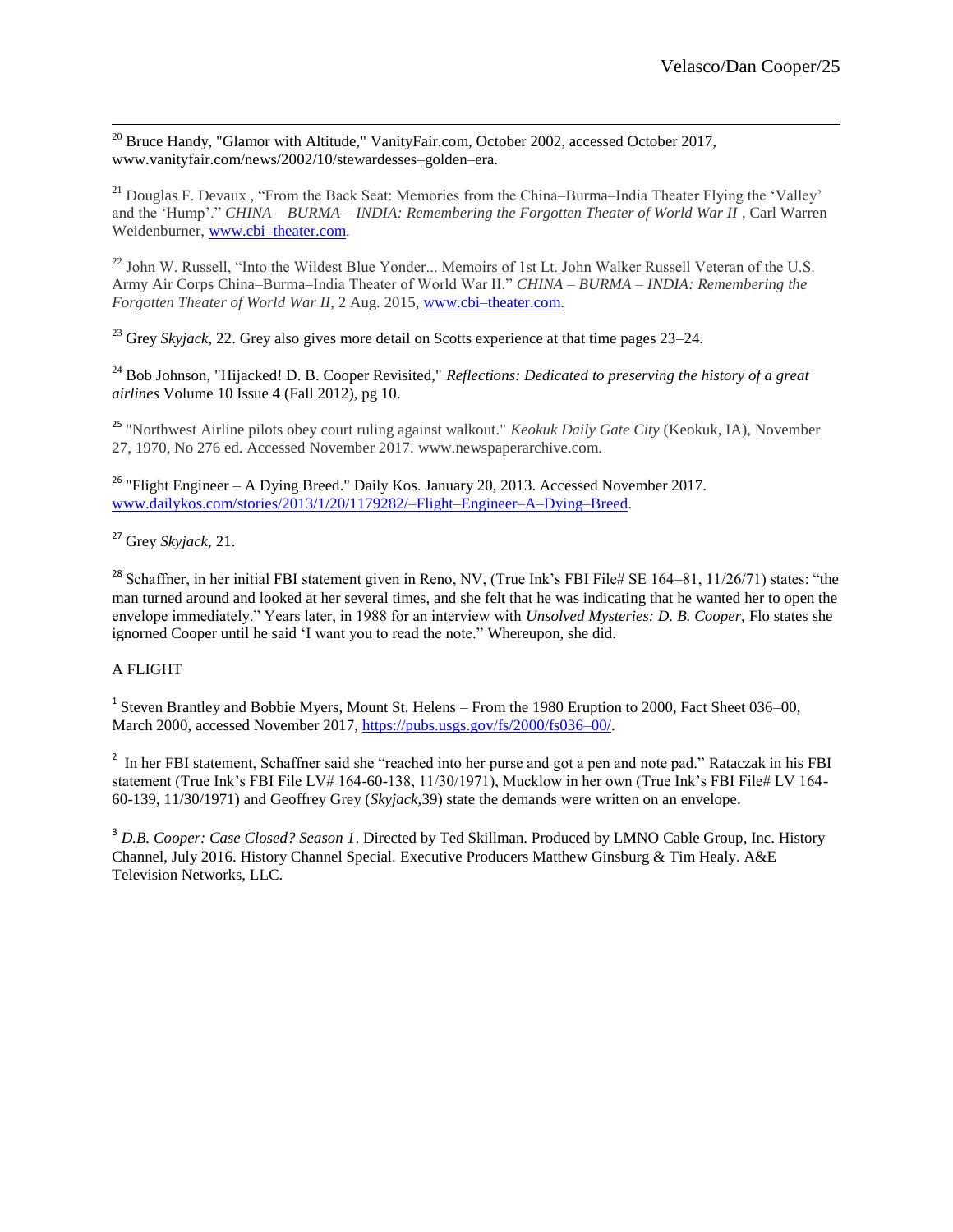[20] Bruce Handy, "Glamor with Altitude," VanityFair.com, October 2002, accessed October 2017, www.vanityfair.com/news/2002/10/stewardesses–golden–era.

[21] Douglas F. Devaux , "From the Back Seat: Memories from the China–Burma–India Theater Flying the 'Valley' and the 'Hump'." *CHINA – BURMA – INDIA: Remembering the Forgotten Theater of World War II* , Carl Warren Weidenburner, www.cbi–theater.com.

[22] John W. Russell, "Into the Wildest Blue Yonder... Memoirs of 1st Lt. John Walker Russell Veteran of the U.S. Army Air Corps China–Burma–India Theater of World War II." *CHINA – BURMA – INDIA: Remembering the Forgotten Theater of World War II*, 2 Aug. 2015, www.cbi–theater.com.

[23] Grey *Skyjack*, 22. Grey also gives more detail on Scotts experience at that time pages 23–24.

[24] Bob Johnson, "Hijacked! D. B. Cooper Revisited," *Reflections: Dedicated to preserving the history of a great airlines* Volume 10 Issue 4 (Fall 2012), pg 10.

[25] "Northwest Airline pilots obey court ruling against walkout." *Keokuk Daily Gate City* (Keokuk, IA), November 27, 1970, No 276 ed. Accessed November 2017. www.newspaperarchive.com.

[26] "Flight Engineer – A Dying Breed." Daily Kos. January 20, 2013. Accessed November 2017. www.dailykos.com/stories/2013/1/20/1179282/–Flight–Engineer–A–Dying–Breed.

[27] Grey *Skyjack*, 21.

[28] Schaffner, in her initial FBI statement given in Reno, NV, (True Ink's FBI File# SE 164–81, 11/26/71) states: "the man turned around and looked at her several times, and she felt that he was indicating that he wanted her to open the envelope immediately." Years later, in 1988 for an interview with *Unsolved Mysteries: D. B. Cooper*, Flo states she ignorned Cooper until he said 'I want you to read the note." Whereupon, she did.

A FLIGHT

[1] Steven Brantley and Bobbie Myers, Mount St. Helens – From the 1980 Eruption to 2000, Fact Sheet 036–00, March 2000, accessed November 2017, https://pubs.usgs.gov/fs/2000/fs036–00/.

[2] In her FBI statement, Schaffner said she "reached into her purse and got a pen and note pad." Rataczak in his FBI statement (True Ink's FBI File LV# 164-60-138, 11/30/1971), Mucklow in her own (True Ink's FBI File# LV 164-60-139, 11/30/1971) and Geoffrey Grey (*Skyjack*,39) state the demands were written on an envelope.

[3] *D.B. Cooper: Case Closed? Season 1*. Directed by Ted Skillman. Produced by LMNO Cable Group, Inc. History Channel, July 2016. History Channel Special. Executive Producers Matthew Ginsburg & Tim Healy. A&E Television Networks, LLC.